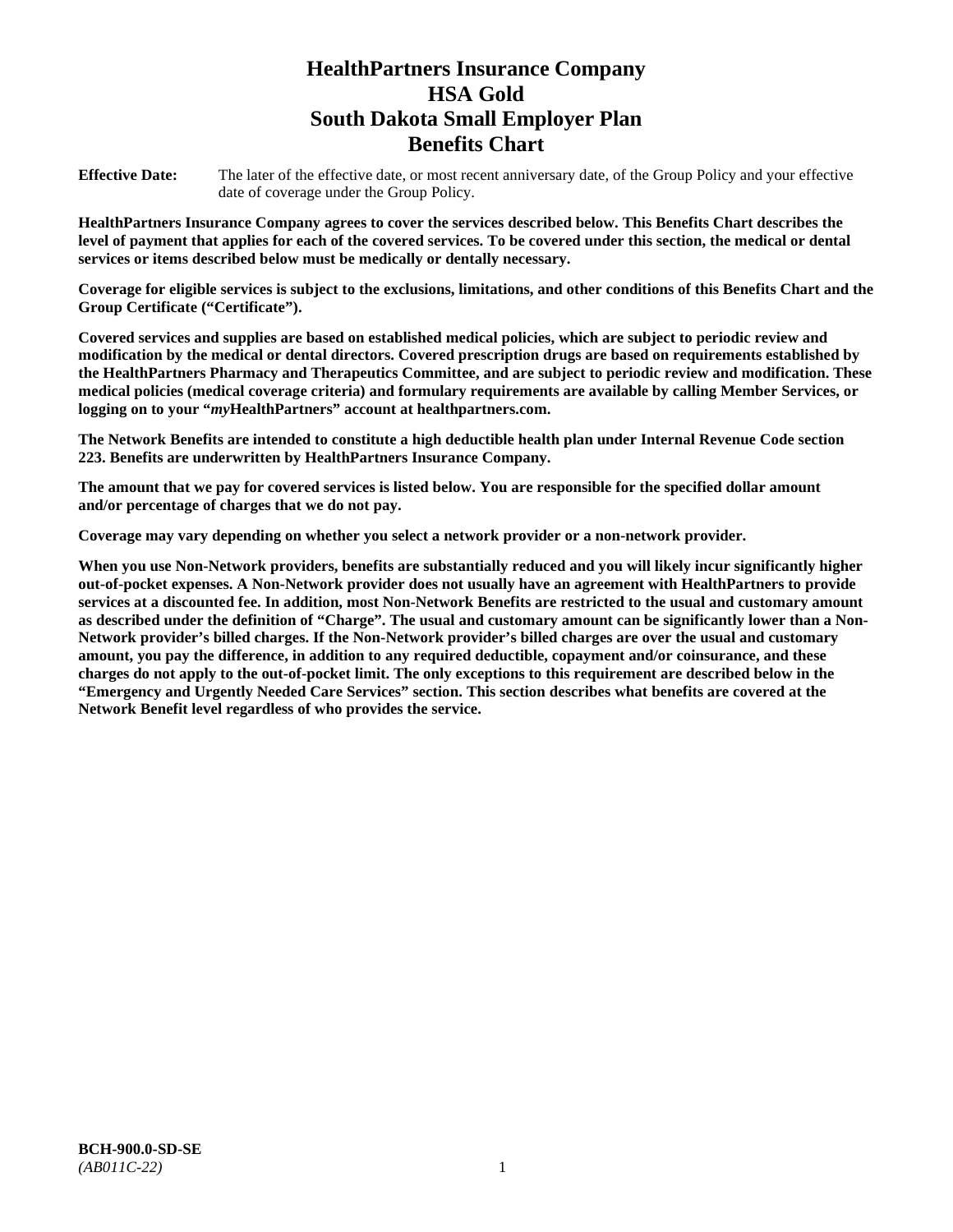# HealthPartners Insurance Company
# HSA Gold
# South Dakota Small Employer Plan
# Benefits Chart

**Effective Date:** The later of the effective date, or most recent anniversary date, of the Group Policy and your effective date of coverage under the Group Policy.

**HealthPartners Insurance Company agrees to cover the services described below. This Benefits Chart describes the level of payment that applies for each of the covered services. To be covered under this section, the medical or dental services or items described below must be medically or dentally necessary.**

**Coverage for eligible services is subject to the exclusions, limitations, and other conditions of this Benefits Chart and the Group Certificate ("Certificate").**

**Covered services and supplies are based on established medical policies, which are subject to periodic review and modification by the medical or dental directors. Covered prescription drugs are based on requirements established by the HealthPartners Pharmacy and Therapeutics Committee, and are subject to periodic review and modification. These medical policies (medical coverage criteria) and formulary requirements are available by calling Member Services, or logging on to your "*my*HealthPartners" account at healthpartners.com.**

**The Network Benefits are intended to constitute a high deductible health plan under Internal Revenue Code section 223. Benefits are underwritten by HealthPartners Insurance Company.**

**The amount that we pay for covered services is listed below. You are responsible for the specified dollar amount and/or percentage of charges that we do not pay.**

**Coverage may vary depending on whether you select a network provider or a non-network provider.**

**When you use Non-Network providers, benefits are substantially reduced and you will likely incur significantly higher out-of-pocket expenses. A Non-Network provider does not usually have an agreement with HealthPartners to provide services at a discounted fee. In addition, most Non-Network Benefits are restricted to the usual and customary amount as described under the definition of "Charge". The usual and customary amount can be significantly lower than a Non-Network provider's billed charges. If the Non-Network provider's billed charges are over the usual and customary amount, you pay the difference, in addition to any required deductible, copayment and/or coinsurance, and these charges do not apply to the out-of-pocket limit. The only exceptions to this requirement are described below in the "Emergency and Urgently Needed Care Services" section. This section describes what benefits are covered at the Network Benefit level regardless of who provides the service.**

**BCH-900.0-SD-SE**
*(AB011C-22)*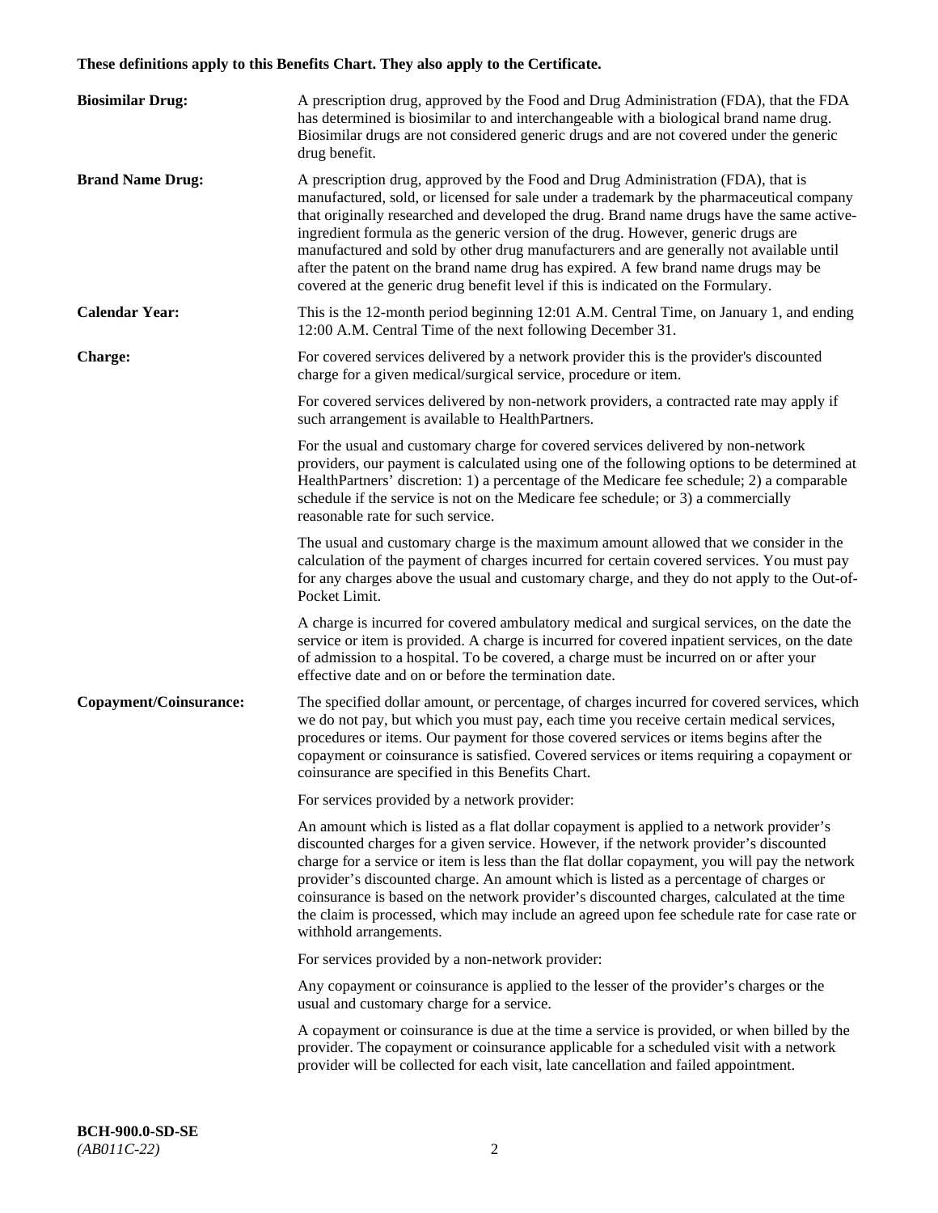**These definitions apply to this Benefits Chart. They also apply to the Certificate.**

**Biosimilar Drug:** A prescription drug, approved by the Food and Drug Administration (FDA), that the FDA has determined is biosimilar to and interchangeable with a biological brand name drug. Biosimilar drugs are not considered generic drugs and are not covered under the generic drug benefit.

**Brand Name Drug:** A prescription drug, approved by the Food and Drug Administration (FDA), that is manufactured, sold, or licensed for sale under a trademark by the pharmaceutical company that originally researched and developed the drug. Brand name drugs have the same active-ingredient formula as the generic version of the drug. However, generic drugs are manufactured and sold by other drug manufacturers and are generally not available until after the patent on the brand name drug has expired. A few brand name drugs may be covered at the generic drug benefit level if this is indicated on the Formulary.

**Calendar Year:** This is the 12-month period beginning 12:01 A.M. Central Time, on January 1, and ending 12:00 A.M. Central Time of the next following December 31.

**Charge:** For covered services delivered by a network provider this is the provider's discounted charge for a given medical/surgical service, procedure or item.

For covered services delivered by non-network providers, a contracted rate may apply if such arrangement is available to HealthPartners.

For the usual and customary charge for covered services delivered by non-network providers, our payment is calculated using one of the following options to be determined at HealthPartners' discretion: 1) a percentage of the Medicare fee schedule; 2) a comparable schedule if the service is not on the Medicare fee schedule; or 3) a commercially reasonable rate for such service.

The usual and customary charge is the maximum amount allowed that we consider in the calculation of the payment of charges incurred for certain covered services. You must pay for any charges above the usual and customary charge, and they do not apply to the Out-of-Pocket Limit.

A charge is incurred for covered ambulatory medical and surgical services, on the date the service or item is provided. A charge is incurred for covered inpatient services, on the date of admission to a hospital. To be covered, a charge must be incurred on or after your effective date and on or before the termination date.

**Copayment/Coinsurance:** The specified dollar amount, or percentage, of charges incurred for covered services, which we do not pay, but which you must pay, each time you receive certain medical services, procedures or items. Our payment for those covered services or items begins after the copayment or coinsurance is satisfied. Covered services or items requiring a copayment or coinsurance are specified in this Benefits Chart.

For services provided by a network provider:

An amount which is listed as a flat dollar copayment is applied to a network provider's discounted charges for a given service. However, if the network provider's discounted charge for a service or item is less than the flat dollar copayment, you will pay the network provider's discounted charge. An amount which is listed as a percentage of charges or coinsurance is based on the network provider's discounted charges, calculated at the time the claim is processed, which may include an agreed upon fee schedule rate for case rate or withhold arrangements.

For services provided by a non-network provider:

Any copayment or coinsurance is applied to the lesser of the provider's charges or the usual and customary charge for a service.

A copayment or coinsurance is due at the time a service is provided, or when billed by the provider. The copayment or coinsurance applicable for a scheduled visit with a network provider will be collected for each visit, late cancellation and failed appointment.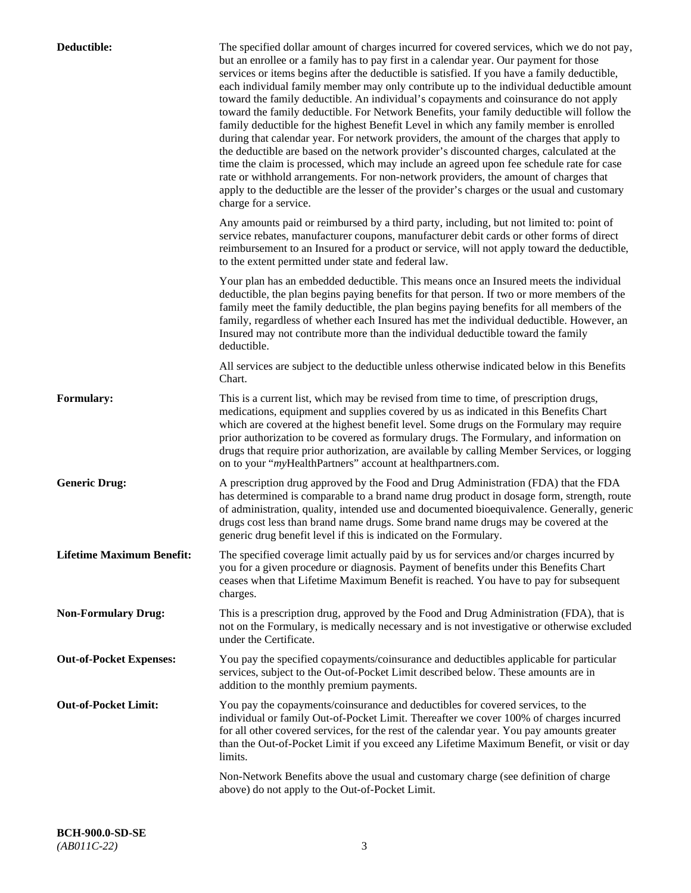**Deductible:** The specified dollar amount of charges incurred for covered services, which we do not pay, but an enrollee or a family has to pay first in a calendar year. Our payment for those services or items begins after the deductible is satisfied. If you have a family deductible, each individual family member may only contribute up to the individual deductible amount toward the family deductible. An individual's copayments and coinsurance do not apply toward the family deductible. For Network Benefits, your family deductible will follow the family deductible for the highest Benefit Level in which any family member is enrolled during that calendar year. For network providers, the amount of the charges that apply to the deductible are based on the network provider's discounted charges, calculated at the time the claim is processed, which may include an agreed upon fee schedule rate for case rate or withhold arrangements. For non-network providers, the amount of charges that apply to the deductible are the lesser of the provider's charges or the usual and customary charge for a service.

Any amounts paid or reimbursed by a third party, including, but not limited to: point of service rebates, manufacturer coupons, manufacturer debit cards or other forms of direct reimbursement to an Insured for a product or service, will not apply toward the deductible, to the extent permitted under state and federal law.

Your plan has an embedded deductible. This means once an Insured meets the individual deductible, the plan begins paying benefits for that person. If two or more members of the family meet the family deductible, the plan begins paying benefits for all members of the family, regardless of whether each Insured has met the individual deductible. However, an Insured may not contribute more than the individual deductible toward the family deductible.

All services are subject to the deductible unless otherwise indicated below in this Benefits Chart.

**Formulary:** This is a current list, which may be revised from time to time, of prescription drugs, medications, equipment and supplies covered by us as indicated in this Benefits Chart which are covered at the highest benefit level. Some drugs on the Formulary may require prior authorization to be covered as formulary drugs. The Formulary, and information on drugs that require prior authorization, are available by calling Member Services, or logging on to your "*my*HealthPartners" account at healthpartners.com.

**Generic Drug:** A prescription drug approved by the Food and Drug Administration (FDA) that the FDA has determined is comparable to a brand name drug product in dosage form, strength, route of administration, quality, intended use and documented bioequivalence. Generally, generic drugs cost less than brand name drugs. Some brand name drugs may be covered at the generic drug benefit level if this is indicated on the Formulary.

**Lifetime Maximum Benefit:** The specified coverage limit actually paid by us for services and/or charges incurred by you for a given procedure or diagnosis. Payment of benefits under this Benefits Chart ceases when that Lifetime Maximum Benefit is reached. You have to pay for subsequent charges.

**Non-Formulary Drug:** This is a prescription drug, approved by the Food and Drug Administration (FDA), that is not on the Formulary, is medically necessary and is not investigative or otherwise excluded under the Certificate.

**Out-of-Pocket Expenses:** You pay the specified copayments/coinsurance and deductibles applicable for particular services, subject to the Out-of-Pocket Limit described below. These amounts are in addition to the monthly premium payments.

**Out-of-Pocket Limit:** You pay the copayments/coinsurance and deductibles for covered services, to the individual or family Out-of-Pocket Limit. Thereafter we cover 100% of charges incurred for all other covered services, for the rest of the calendar year. You pay amounts greater than the Out-of-Pocket Limit if you exceed any Lifetime Maximum Benefit, or visit or day limits.

Non-Network Benefits above the usual and customary charge (see definition of charge above) do not apply to the Out-of-Pocket Limit.

**BCH-900.0-SD-SE**
*(AB011C-22)*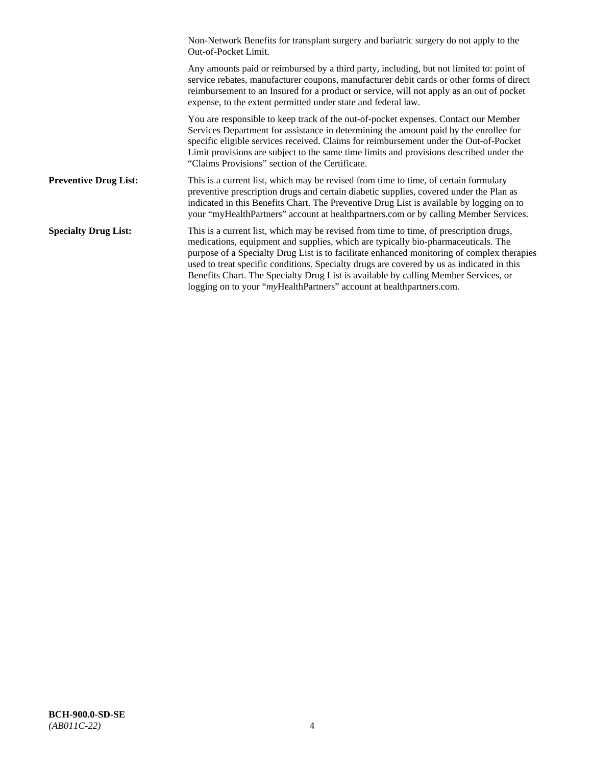Non-Network Benefits for transplant surgery and bariatric surgery do not apply to the Out-of-Pocket Limit.

Any amounts paid or reimbursed by a third party, including, but not limited to: point of service rebates, manufacturer coupons, manufacturer debit cards or other forms of direct reimbursement to an Insured for a product or service, will not apply as an out of pocket expense, to the extent permitted under state and federal law.

You are responsible to keep track of the out-of-pocket expenses. Contact our Member Services Department for assistance in determining the amount paid by the enrollee for specific eligible services received. Claims for reimbursement under the Out-of-Pocket Limit provisions are subject to the same time limits and provisions described under the "Claims Provisions" section of the Certificate.

**Preventive Drug List:** This is a current list, which may be revised from time to time, of certain formulary preventive prescription drugs and certain diabetic supplies, covered under the Plan as indicated in this Benefits Chart. The Preventive Drug List is available by logging on to your "myHealthPartners" account at healthpartners.com or by calling Member Services.

**Specialty Drug List:** This is a current list, which may be revised from time to time, of prescription drugs, medications, equipment and supplies, which are typically bio-pharmaceuticals. The purpose of a Specialty Drug List is to facilitate enhanced monitoring of complex therapies used to treat specific conditions. Specialty drugs are covered by us as indicated in this Benefits Chart. The Specialty Drug List is available by calling Member Services, or logging on to your "*my*HealthPartners" account at healthpartners.com.

**BCH-900.0-SD-SE**
*(AB011C-22)*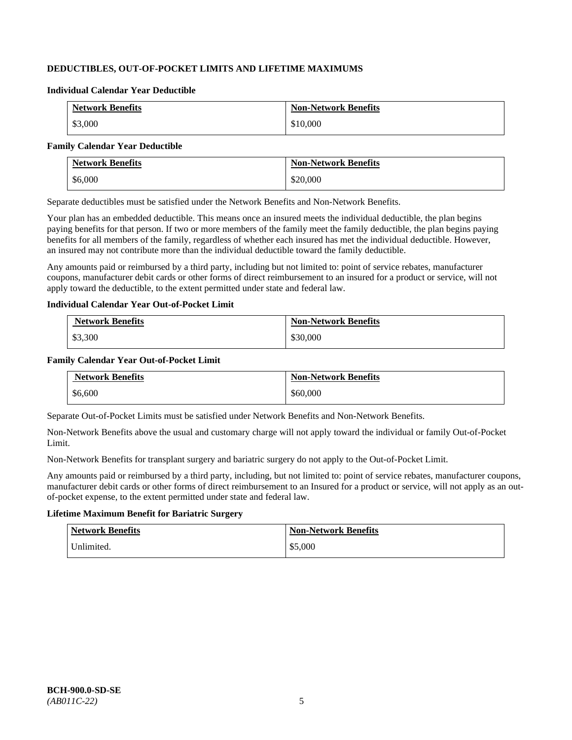### DEDUCTIBLES, OUT-OF-POCKET LIMITS AND LIFETIME MAXIMUMS

#### Individual Calendar Year Deductible

| Network Benefits | Non-Network Benefits |
| --- | --- |
| $3,000 | $10,000 |

#### Family Calendar Year Deductible

| Network Benefits | Non-Network Benefits |
| --- | --- |
| $6,000 | $20,000 |

Separate deductibles must be satisfied under the Network Benefits and Non-Network Benefits.

Your plan has an embedded deductible. This means once an insured meets the individual deductible, the plan begins paying benefits for that person. If two or more members of the family meet the family deductible, the plan begins paying benefits for all members of the family, regardless of whether each insured has met the individual deductible. However, an insured may not contribute more than the individual deductible toward the family deductible.

Any amounts paid or reimbursed by a third party, including but not limited to: point of service rebates, manufacturer coupons, manufacturer debit cards or other forms of direct reimbursement to an insured for a product or service, will not apply toward the deductible, to the extent permitted under state and federal law.

#### Individual Calendar Year Out-of-Pocket Limit

| Network Benefits | Non-Network Benefits |
| --- | --- |
| $3,300 | $30,000 |

#### Family Calendar Year Out-of-Pocket Limit

| Network Benefits | Non-Network Benefits |
| --- | --- |
| $6,600 | $60,000 |

Separate Out-of-Pocket Limits must be satisfied under Network Benefits and Non-Network Benefits.

Non-Network Benefits above the usual and customary charge will not apply toward the individual or family Out-of-Pocket Limit.

Non-Network Benefits for transplant surgery and bariatric surgery do not apply to the Out-of-Pocket Limit.

Any amounts paid or reimbursed by a third party, including, but not limited to: point of service rebates, manufacturer coupons, manufacturer debit cards or other forms of direct reimbursement to an Insured for a product or service, will not apply as an out-of-pocket expense, to the extent permitted under state and federal law.

#### Lifetime Maximum Benefit for Bariatric Surgery

| Network Benefits | Non-Network Benefits |
| --- | --- |
| Unlimited. | $5,000 |

**BCH-900.0-SD-SE**
*(AB011C-22)*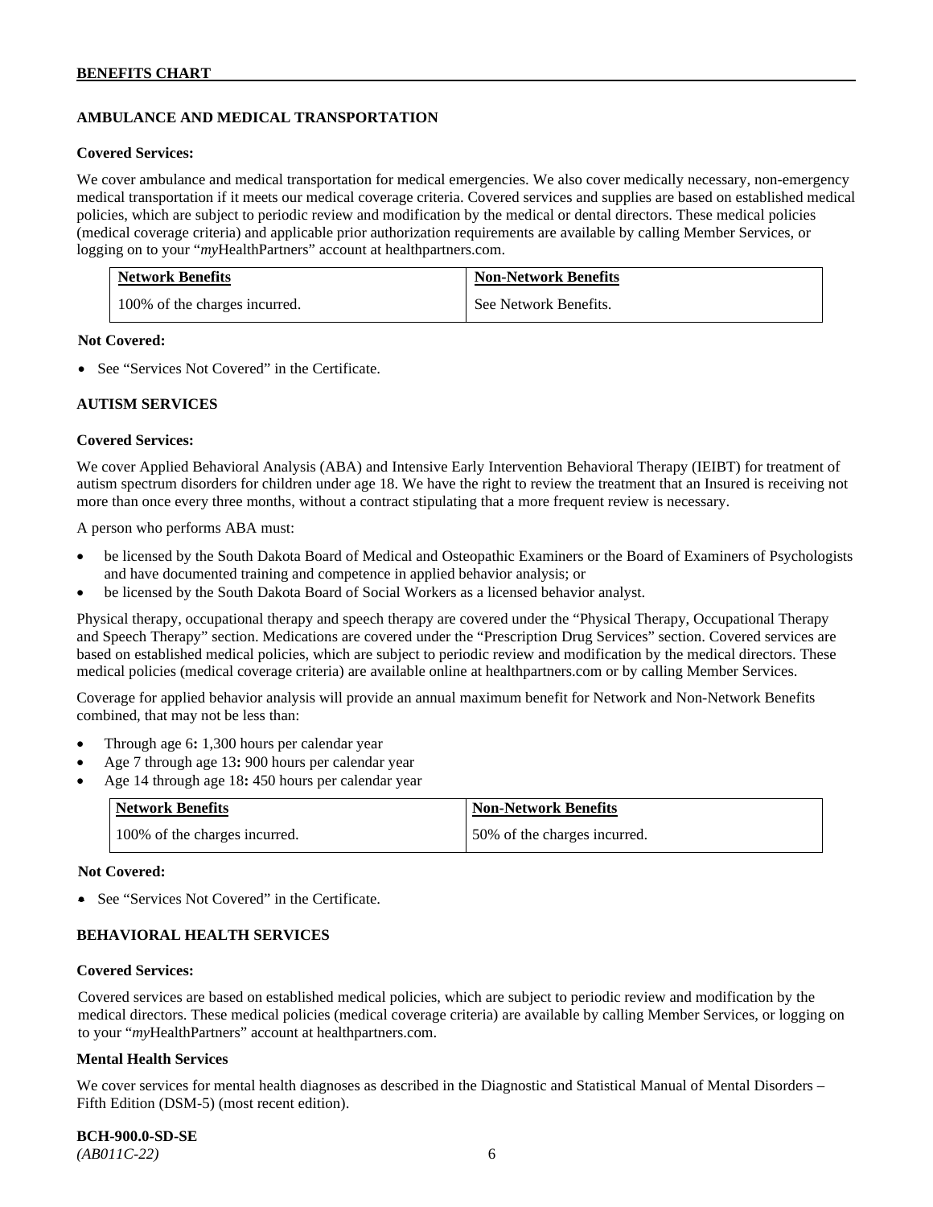## AMBULANCE AND MEDICAL TRANSPORTATION

**Covered Services:**

We cover ambulance and medical transportation for medical emergencies. We also cover medically necessary, non-emergency medical transportation if it meets our medical coverage criteria. Covered services and supplies are based on established medical policies, which are subject to periodic review and modification by the medical or dental directors. These medical policies (medical coverage criteria) and applicable prior authorization requirements are available by calling Member Services, or logging on to your "*my*HealthPartners" account at healthpartners.com.

| Network Benefits | Non-Network Benefits |
| --- | --- |
| 100% of the charges incurred. | See Network Benefits. |

**Not Covered:**

- See "Services Not Covered" in the Certificate.

## AUTISM SERVICES

**Covered Services:**

We cover Applied Behavioral Analysis (ABA) and Intensive Early Intervention Behavioral Therapy (IEIBT) for treatment of autism spectrum disorders for children under age 18. We have the right to review the treatment that an Insured is receiving not more than once every three months, without a contract stipulating that a more frequent review is necessary.

A person who performs ABA must:

- be licensed by the South Dakota Board of Medical and Osteopathic Examiners or the Board of Examiners of Psychologists and have documented training and competence in applied behavior analysis; or
- be licensed by the South Dakota Board of Social Workers as a licensed behavior analyst.

Physical therapy, occupational therapy and speech therapy are covered under the "Physical Therapy, Occupational Therapy and Speech Therapy" section. Medications are covered under the "Prescription Drug Services" section. Covered services are based on established medical policies, which are subject to periodic review and modification by the medical directors. These medical policies (medical coverage criteria) are available online at healthpartners.com or by calling Member Services.

Coverage for applied behavior analysis will provide an annual maximum benefit for Network and Non-Network Benefits combined, that may not be less than:

- Through age 6**:** 1,300 hours per calendar year
- Age 7 through age 13**:** 900 hours per calendar year
- Age 14 through age 18**:** 450 hours per calendar year

| Network Benefits | Non-Network Benefits |
| --- | --- |
| 100% of the charges incurred. | 50% of the charges incurred. |

**Not Covered:**

- See "Services Not Covered" in the Certificate.

## BEHAVIORAL HEALTH SERVICES

**Covered Services:**

Covered services are based on established medical policies, which are subject to periodic review and modification by the medical directors. These medical policies (medical coverage criteria) are available by calling Member Services, or logging on to your "*my*HealthPartners" account at healthpartners.com.

**Mental Health Services**

We cover services for mental health diagnoses as described in the Diagnostic and Statistical Manual of Mental Disorders – Fifth Edition (DSM-5) (most recent edition).

**BCH-900.0-SD-SE**
*(AB011C-22)*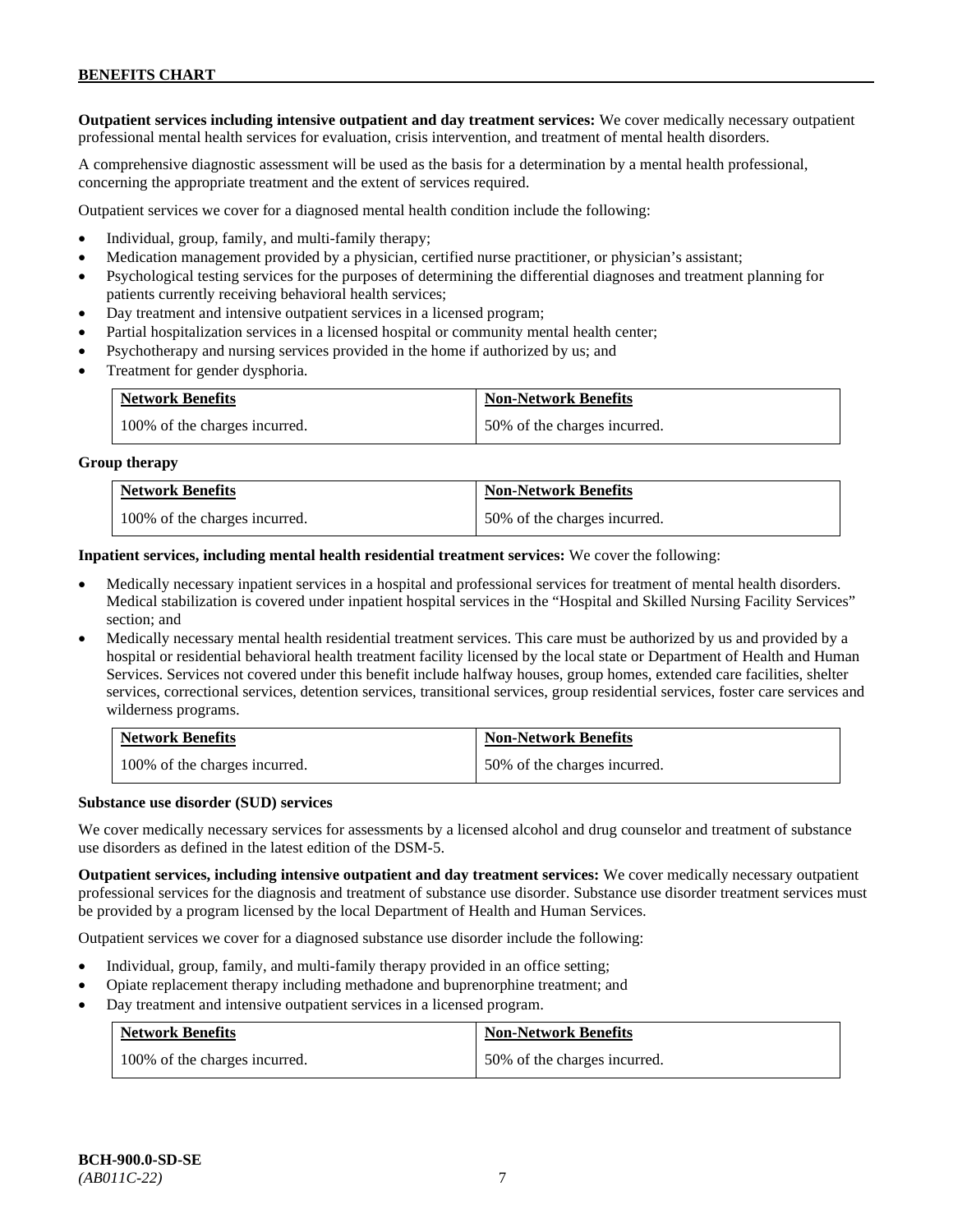**Outpatient services including intensive outpatient and day treatment services:** We cover medically necessary outpatient professional mental health services for evaluation, crisis intervention, and treatment of mental health disorders.

A comprehensive diagnostic assessment will be used as the basis for a determination by a mental health professional, concerning the appropriate treatment and the extent of services required.

Outpatient services we cover for a diagnosed mental health condition include the following:

- Individual, group, family, and multi-family therapy;
- Medication management provided by a physician, certified nurse practitioner, or physician's assistant;
- Psychological testing services for the purposes of determining the differential diagnoses and treatment planning for patients currently receiving behavioral health services;
- Day treatment and intensive outpatient services in a licensed program;
- Partial hospitalization services in a licensed hospital or community mental health center;
- Psychotherapy and nursing services provided in the home if authorized by us; and
- Treatment for gender dysphoria.

| Network Benefits | Non-Network Benefits |
|---|---|
| 100% of the charges incurred. | 50% of the charges incurred. |

**Group therapy**

| Network Benefits | Non-Network Benefits |
|---|---|
| 100% of the charges incurred. | 50% of the charges incurred. |

**Inpatient services, including mental health residential treatment services:** We cover the following:

- Medically necessary inpatient services in a hospital and professional services for treatment of mental health disorders. Medical stabilization is covered under inpatient hospital services in the "Hospital and Skilled Nursing Facility Services" section; and
- Medically necessary mental health residential treatment services. This care must be authorized by us and provided by a hospital or residential behavioral health treatment facility licensed by the local state or Department of Health and Human Services. Services not covered under this benefit include halfway houses, group homes, extended care facilities, shelter services, correctional services, detention services, transitional services, group residential services, foster care services and wilderness programs.

| Network Benefits | Non-Network Benefits |
|---|---|
| 100% of the charges incurred. | 50% of the charges incurred. |

**Substance use disorder (SUD) services**

We cover medically necessary services for assessments by a licensed alcohol and drug counselor and treatment of substance use disorders as defined in the latest edition of the DSM-5.

**Outpatient services, including intensive outpatient and day treatment services:** We cover medically necessary outpatient professional services for the diagnosis and treatment of substance use disorder. Substance use disorder treatment services must be provided by a program licensed by the local Department of Health and Human Services.

Outpatient services we cover for a diagnosed substance use disorder include the following:

- Individual, group, family, and multi-family therapy provided in an office setting;
- Opiate replacement therapy including methadone and buprenorphine treatment; and
- Day treatment and intensive outpatient services in a licensed program.

| Network Benefits | Non-Network Benefits |
|---|---|
| 100% of the charges incurred. | 50% of the charges incurred. |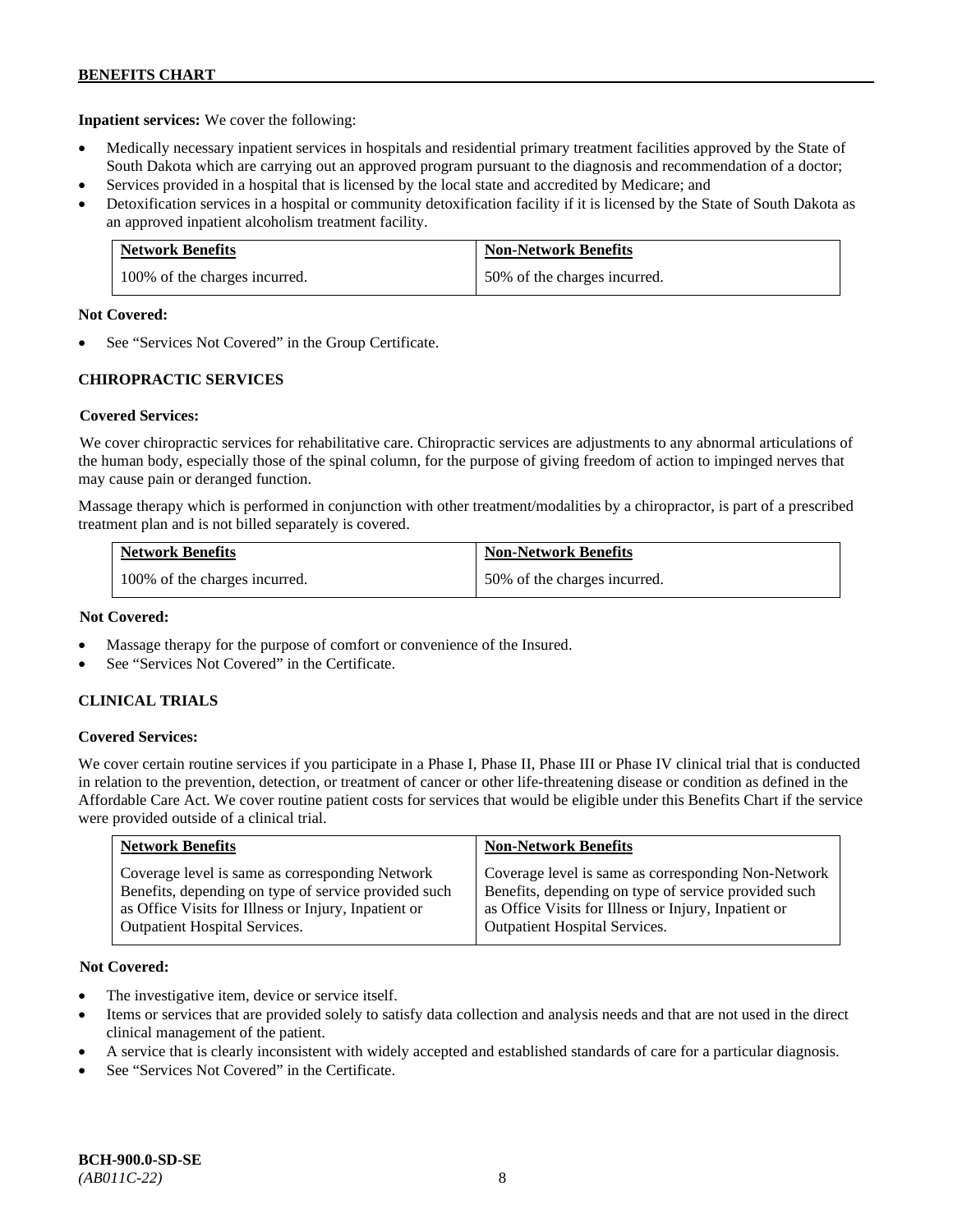**Inpatient services:** We cover the following:

- Medically necessary inpatient services in hospitals and residential primary treatment facilities approved by the State of South Dakota which are carrying out an approved program pursuant to the diagnosis and recommendation of a doctor;
- Services provided in a hospital that is licensed by the local state and accredited by Medicare; and
- Detoxification services in a hospital or community detoxification facility if it is licensed by the State of South Dakota as an approved inpatient alcoholism treatment facility.

| Network Benefits | Non-Network Benefits |
|---|---|
| 100% of the charges incurred. | 50% of the charges incurred. |

**Not Covered:**

- See "Services Not Covered" in the Group Certificate.

## CHIROPRACTIC SERVICES

**Covered Services:**

We cover chiropractic services for rehabilitative care. Chiropractic services are adjustments to any abnormal articulations of the human body, especially those of the spinal column, for the purpose of giving freedom of action to impinged nerves that may cause pain or deranged function.

Massage therapy which is performed in conjunction with other treatment/modalities by a chiropractor, is part of a prescribed treatment plan and is not billed separately is covered.

| Network Benefits | Non-Network Benefits |
|---|---|
| 100% of the charges incurred. | 50% of the charges incurred. |

**Not Covered:**

- Massage therapy for the purpose of comfort or convenience of the Insured.
- See "Services Not Covered" in the Certificate.

## CLINICAL TRIALS

**Covered Services:**

We cover certain routine services if you participate in a Phase I, Phase II, Phase III or Phase IV clinical trial that is conducted in relation to the prevention, detection, or treatment of cancer or other life-threatening disease or condition as defined in the Affordable Care Act. We cover routine patient costs for services that would be eligible under this Benefits Chart if the service were provided outside of a clinical trial.

| Network Benefits | Non-Network Benefits |
|---|---|
| Coverage level is same as corresponding Network Benefits, depending on type of service provided such as Office Visits for Illness or Injury, Inpatient or Outpatient Hospital Services. | Coverage level is same as corresponding Non-Network Benefits, depending on type of service provided such as Office Visits for Illness or Injury, Inpatient or Outpatient Hospital Services. |

**Not Covered:**

- The investigative item, device or service itself.
- Items or services that are provided solely to satisfy data collection and analysis needs and that are not used in the direct clinical management of the patient.
- A service that is clearly inconsistent with widely accepted and established standards of care for a particular diagnosis.
- See "Services Not Covered" in the Certificate.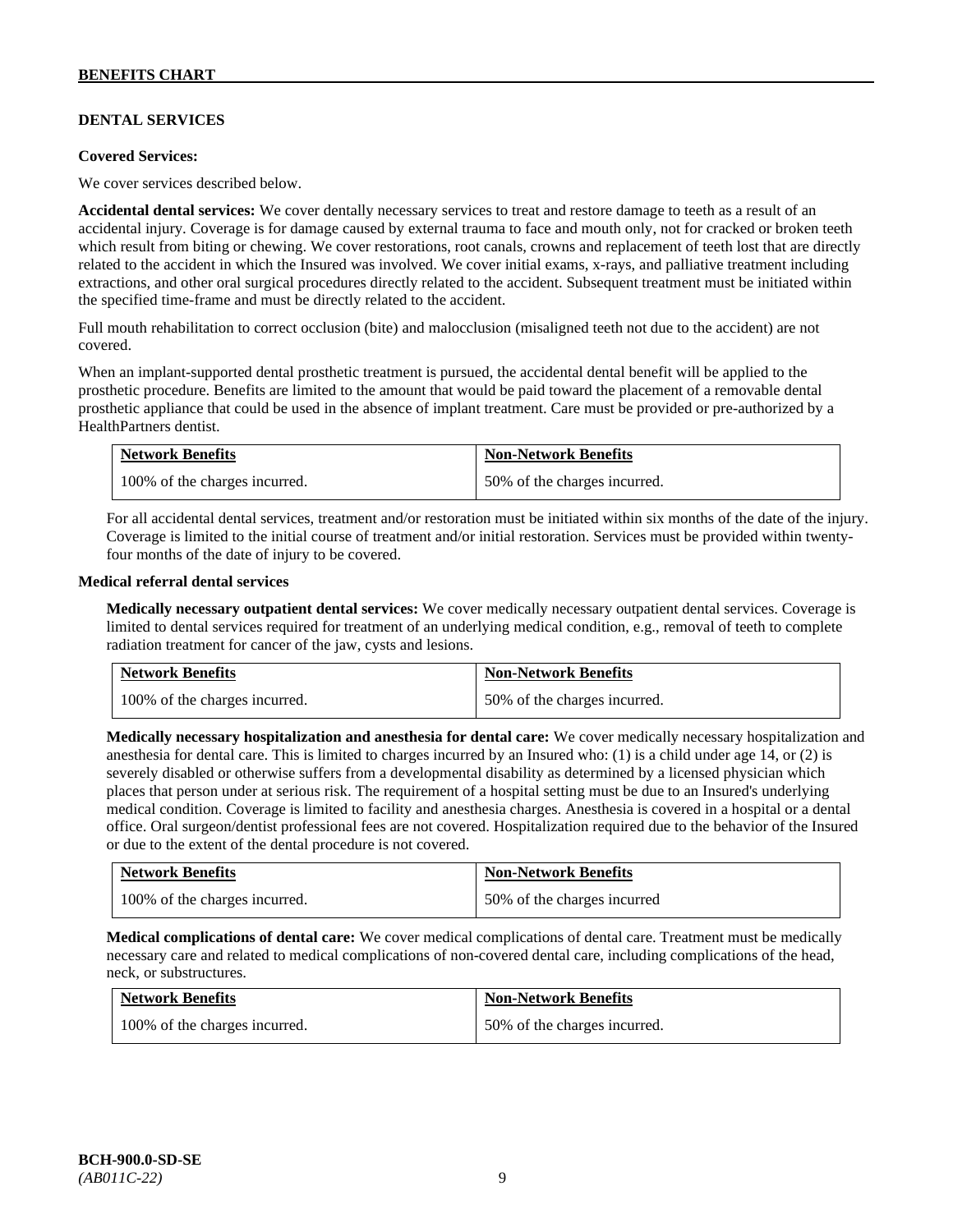## DENTAL SERVICES

**Covered Services:**

We cover services described below.

**Accidental dental services:** We cover dentally necessary services to treat and restore damage to teeth as a result of an accidental injury. Coverage is for damage caused by external trauma to face and mouth only, not for cracked or broken teeth which result from biting or chewing. We cover restorations, root canals, crowns and replacement of teeth lost that are directly related to the accident in which the Insured was involved. We cover initial exams, x-rays, and palliative treatment including extractions, and other oral surgical procedures directly related to the accident. Subsequent treatment must be initiated within the specified time-frame and must be directly related to the accident.

Full mouth rehabilitation to correct occlusion (bite) and malocclusion (misaligned teeth not due to the accident) are not covered.

When an implant-supported dental prosthetic treatment is pursued, the accidental dental benefit will be applied to the prosthetic procedure. Benefits are limited to the amount that would be paid toward the placement of a removable dental prosthetic appliance that could be used in the absence of implant treatment. Care must be provided or pre-authorized by a HealthPartners dentist.

| Network Benefits | Non-Network Benefits |
|---|---|
| 100% of the charges incurred. | 50% of the charges incurred. |

For all accidental dental services, treatment and/or restoration must be initiated within six months of the date of the injury. Coverage is limited to the initial course of treatment and/or initial restoration. Services must be provided within twenty-four months of the date of injury to be covered.

**Medical referral dental services**

**Medically necessary outpatient dental services:** We cover medically necessary outpatient dental services. Coverage is limited to dental services required for treatment of an underlying medical condition, e.g., removal of teeth to complete radiation treatment for cancer of the jaw, cysts and lesions.

| Network Benefits | Non-Network Benefits |
|---|---|
| 100% of the charges incurred. | 50% of the charges incurred. |

**Medically necessary hospitalization and anesthesia for dental care:** We cover medically necessary hospitalization and anesthesia for dental care. This is limited to charges incurred by an Insured who: (1) is a child under age 14, or (2) is severely disabled or otherwise suffers from a developmental disability as determined by a licensed physician which places that person under at serious risk. The requirement of a hospital setting must be due to an Insured's underlying medical condition. Coverage is limited to facility and anesthesia charges. Anesthesia is covered in a hospital or a dental office. Oral surgeon/dentist professional fees are not covered. Hospitalization required due to the behavior of the Insured or due to the extent of the dental procedure is not covered.

| Network Benefits | Non-Network Benefits |
|---|---|
| 100% of the charges incurred. | 50% of the charges incurred |

**Medical complications of dental care:** We cover medical complications of dental care. Treatment must be medically necessary care and related to medical complications of non-covered dental care, including complications of the head, neck, or substructures.

| Network Benefits | Non-Network Benefits |
|---|---|
| 100% of the charges incurred. | 50% of the charges incurred. |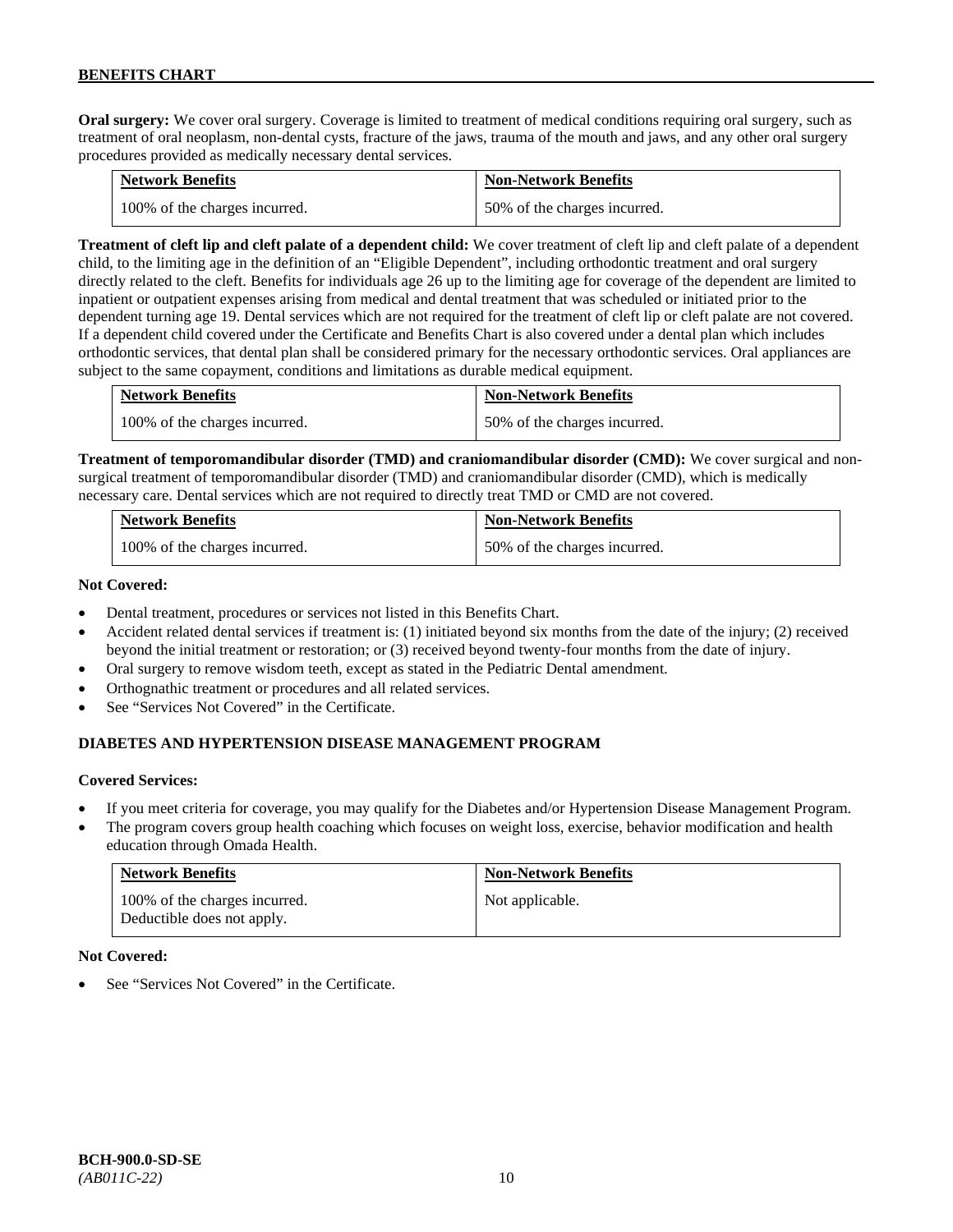**Oral surgery:** We cover oral surgery. Coverage is limited to treatment of medical conditions requiring oral surgery, such as treatment of oral neoplasm, non-dental cysts, fracture of the jaws, trauma of the mouth and jaws, and any other oral surgery procedures provided as medically necessary dental services.

| Network Benefits | Non-Network Benefits |
| --- | --- |
| 100% of the charges incurred. | 50% of the charges incurred. |

**Treatment of cleft lip and cleft palate of a dependent child:** We cover treatment of cleft lip and cleft palate of a dependent child, to the limiting age in the definition of an "Eligible Dependent", including orthodontic treatment and oral surgery directly related to the cleft. Benefits for individuals age 26 up to the limiting age for coverage of the dependent are limited to inpatient or outpatient expenses arising from medical and dental treatment that was scheduled or initiated prior to the dependent turning age 19. Dental services which are not required for the treatment of cleft lip or cleft palate are not covered. If a dependent child covered under the Certificate and Benefits Chart is also covered under a dental plan which includes orthodontic services, that dental plan shall be considered primary for the necessary orthodontic services. Oral appliances are subject to the same copayment, conditions and limitations as durable medical equipment.

| Network Benefits | Non-Network Benefits |
| --- | --- |
| 100% of the charges incurred. | 50% of the charges incurred. |

**Treatment of temporomandibular disorder (TMD) and craniomandibular disorder (CMD):** We cover surgical and non-surgical treatment of temporomandibular disorder (TMD) and craniomandibular disorder (CMD), which is medically necessary care. Dental services which are not required to directly treat TMD or CMD are not covered.

| Network Benefits | Non-Network Benefits |
| --- | --- |
| 100% of the charges incurred. | 50% of the charges incurred. |

**Not Covered:**

- Dental treatment, procedures or services not listed in this Benefits Chart.
- Accident related dental services if treatment is: (1) initiated beyond six months from the date of the injury; (2) received beyond the initial treatment or restoration; or (3) received beyond twenty-four months from the date of injury.
- Oral surgery to remove wisdom teeth, except as stated in the Pediatric Dental amendment.
- Orthognathic treatment or procedures and all related services.
- See "Services Not Covered" in the Certificate.

## DIABETES AND HYPERTENSION DISEASE MANAGEMENT PROGRAM

**Covered Services:**

- If you meet criteria for coverage, you may qualify for the Diabetes and/or Hypertension Disease Management Program.
- The program covers group health coaching which focuses on weight loss, exercise, behavior modification and health education through Omada Health.

| Network Benefits | Non-Network Benefits |
| --- | --- |
| 100% of the charges incurred. Deductible does not apply. | Not applicable. |

**Not Covered:**

- See "Services Not Covered" in the Certificate.

BCH-900.0-SD-SE
*(AB011C-22)*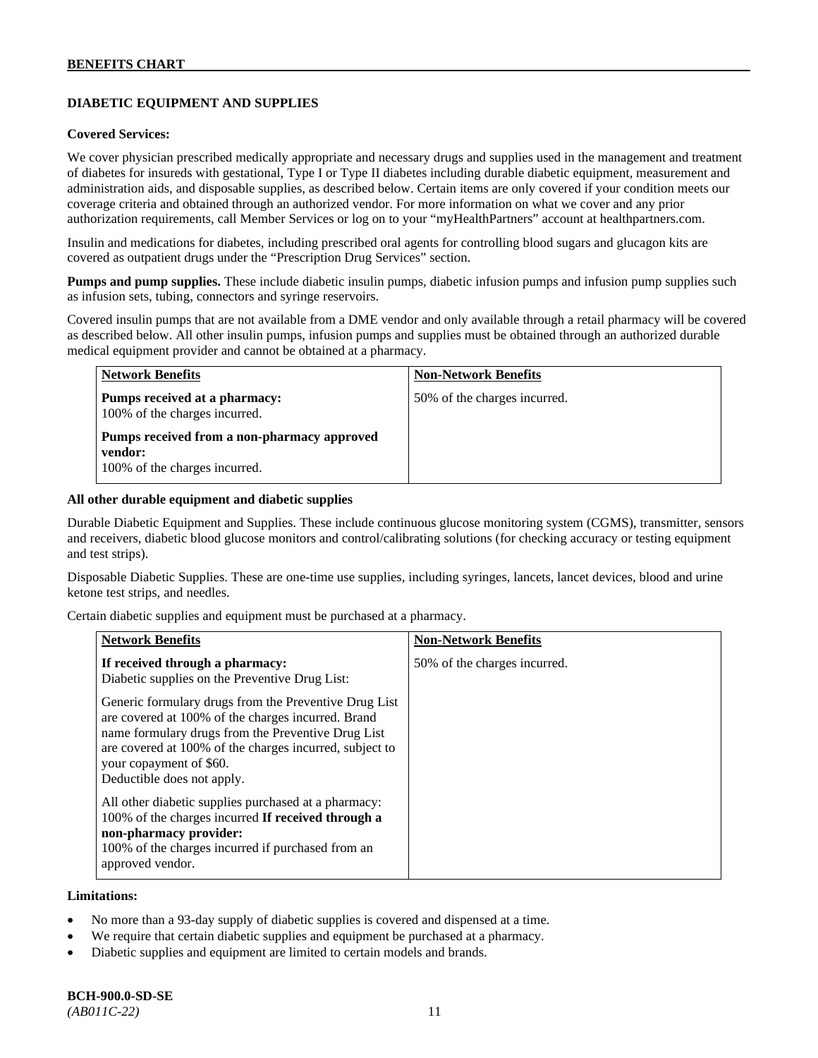## DIABETIC EQUIPMENT AND SUPPLIES

**Covered Services:**

We cover physician prescribed medically appropriate and necessary drugs and supplies used in the management and treatment of diabetes for insureds with gestational, Type I or Type II diabetes including durable diabetic equipment, measurement and administration aids, and disposable supplies, as described below. Certain items are only covered if your condition meets our coverage criteria and obtained through an authorized vendor. For more information on what we cover and any prior authorization requirements, call Member Services or log on to your "myHealthPartners" account at healthpartners.com.

Insulin and medications for diabetes, including prescribed oral agents for controlling blood sugars and glucagon kits are covered as outpatient drugs under the "Prescription Drug Services" section.

**Pumps and pump supplies.** These include diabetic insulin pumps, diabetic infusion pumps and infusion pump supplies such as infusion sets, tubing, connectors and syringe reservoirs.

Covered insulin pumps that are not available from a DME vendor and only available through a retail pharmacy will be covered as described below. All other insulin pumps, infusion pumps and supplies must be obtained through an authorized durable medical equipment provider and cannot be obtained at a pharmacy.

| Network Benefits | Non-Network Benefits |
|---|---|
| **Pumps received at a pharmacy:**<br>100% of the charges incurred.<br><br>**Pumps received from a non-pharmacy approved vendor:**<br>100% of the charges incurred. | 50% of the charges incurred. |

**All other durable equipment and diabetic supplies**

Durable Diabetic Equipment and Supplies. These include continuous glucose monitoring system (CGMS), transmitter, sensors and receivers, diabetic blood glucose monitors and control/calibrating solutions (for checking accuracy or testing equipment and test strips).

Disposable Diabetic Supplies. These are one-time use supplies, including syringes, lancets, lancet devices, blood and urine ketone test strips, and needles.

Certain diabetic supplies and equipment must be purchased at a pharmacy.

| Network Benefits | Non-Network Benefits |
|---|---|
| **If received through a pharmacy:**<br>Diabetic supplies on the Preventive Drug List:<br><br>Generic formulary drugs from the Preventive Drug List are covered at 100% of the charges incurred. Brand name formulary drugs from the Preventive Drug List are covered at 100% of the charges incurred, subject to your copayment of $60.<br>Deductible does not apply.<br><br>All other diabetic supplies purchased at a pharmacy: 100% of the charges incurred **If received through a non-pharmacy provider:**<br>100% of the charges incurred if purchased from an approved vendor. | 50% of the charges incurred. |

**Limitations:**

- No more than a 93-day supply of diabetic supplies is covered and dispensed at a time.
- We require that certain diabetic supplies and equipment be purchased at a pharmacy.
- Diabetic supplies and equipment are limited to certain models and brands.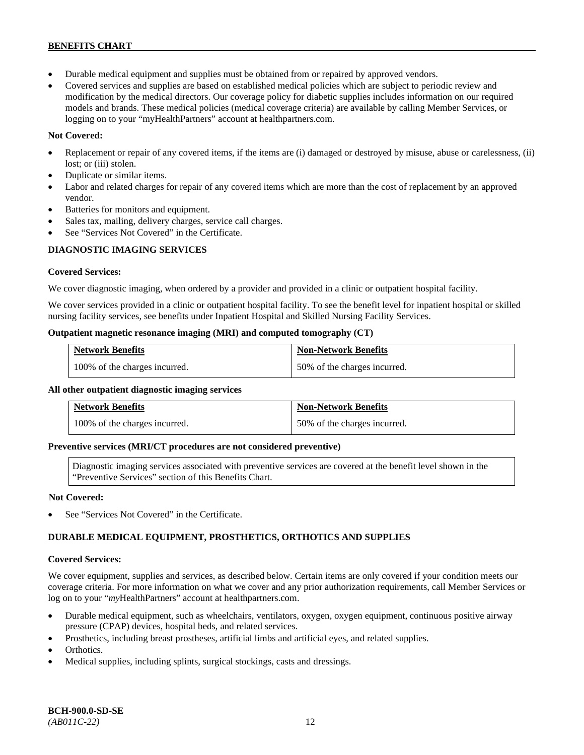- Durable medical equipment and supplies must be obtained from or repaired by approved vendors.
- Covered services and supplies are based on established medical policies which are subject to periodic review and modification by the medical directors. Our coverage policy for diabetic supplies includes information on our required models and brands. These medical policies (medical coverage criteria) are available by calling Member Services, or logging on to your "myHealthPartners" account at healthpartners.com.

**Not Covered:**

- Replacement or repair of any covered items, if the items are (i) damaged or destroyed by misuse, abuse or carelessness, (ii) lost; or (iii) stolen.
- Duplicate or similar items.
- Labor and related charges for repair of any covered items which are more than the cost of replacement by an approved vendor.
- Batteries for monitors and equipment.
- Sales tax, mailing, delivery charges, service call charges.
- See "Services Not Covered" in the Certificate.

## DIAGNOSTIC IMAGING SERVICES

**Covered Services:**

We cover diagnostic imaging, when ordered by a provider and provided in a clinic or outpatient hospital facility.

We cover services provided in a clinic or outpatient hospital facility. To see the benefit level for inpatient hospital or skilled nursing facility services, see benefits under Inpatient Hospital and Skilled Nursing Facility Services.

**Outpatient magnetic resonance imaging (MRI) and computed tomography (CT)**

| Network Benefits | Non-Network Benefits |
|---|---|
| 100% of the charges incurred. | 50% of the charges incurred. |

**All other outpatient diagnostic imaging services**

| Network Benefits | Non-Network Benefits |
|---|---|
| 100% of the charges incurred. | 50% of the charges incurred. |

**Preventive services (MRI/CT procedures are not considered preventive)**

Diagnostic imaging services associated with preventive services are covered at the benefit level shown in the "Preventive Services" section of this Benefits Chart.

**Not Covered:**

- See "Services Not Covered" in the Certificate.

## DURABLE MEDICAL EQUIPMENT, PROSTHETICS, ORTHOTICS AND SUPPLIES

**Covered Services:**

We cover equipment, supplies and services, as described below. Certain items are only covered if your condition meets our coverage criteria. For more information on what we cover and any prior authorization requirements, call Member Services or log on to your "*my*HealthPartners" account at healthpartners.com.

- Durable medical equipment, such as wheelchairs, ventilators, oxygen, oxygen equipment, continuous positive airway pressure (CPAP) devices, hospital beds, and related services.
- Prosthetics, including breast prostheses, artificial limbs and artificial eyes, and related supplies.
- Orthotics.
- Medical supplies, including splints, surgical stockings, casts and dressings.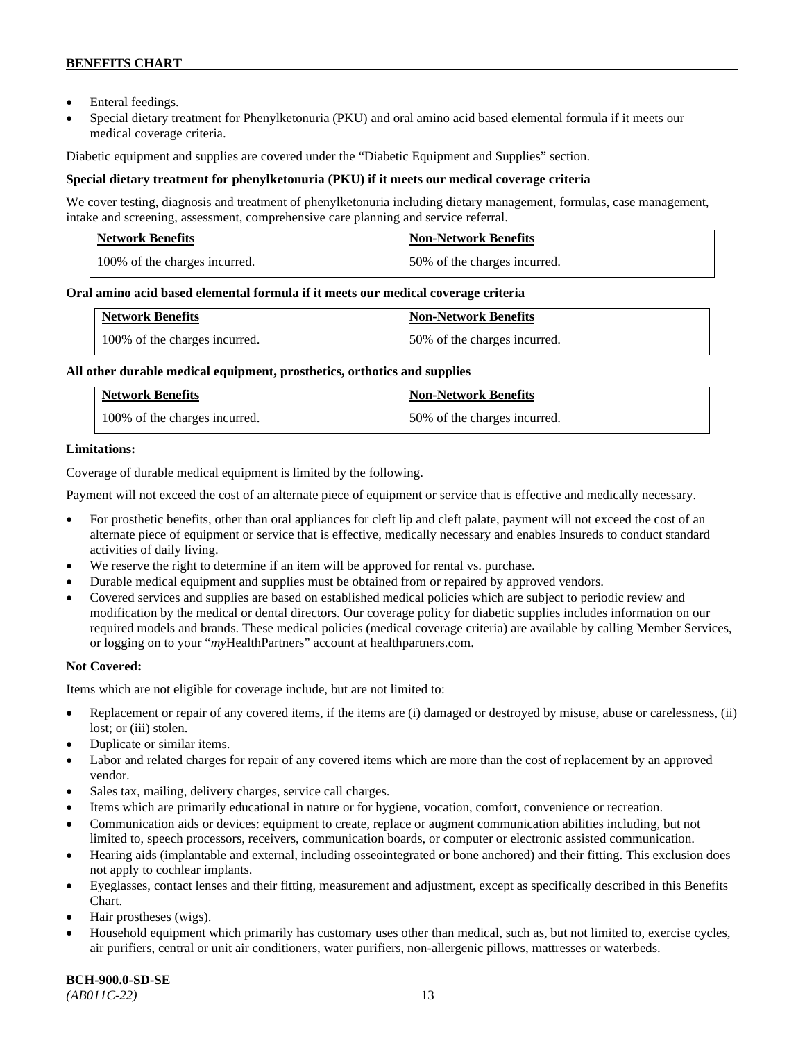- Enteral feedings.
- Special dietary treatment for Phenylketonuria (PKU) and oral amino acid based elemental formula if it meets our medical coverage criteria.

Diabetic equipment and supplies are covered under the "Diabetic Equipment and Supplies" section.

**Special dietary treatment for phenylketonuria (PKU) if it meets our medical coverage criteria**

We cover testing, diagnosis and treatment of phenylketonuria including dietary management, formulas, case management, intake and screening, assessment, comprehensive care planning and service referral.

| Network Benefits | Non-Network Benefits |
|---|---|
| 100% of the charges incurred. | 50% of the charges incurred. |

**Oral amino acid based elemental formula if it meets our medical coverage criteria**

| Network Benefits | Non-Network Benefits |
|---|---|
| 100% of the charges incurred. | 50% of the charges incurred. |

**All other durable medical equipment, prosthetics, orthotics and supplies**

| Network Benefits | Non-Network Benefits |
|---|---|
| 100% of the charges incurred. | 50% of the charges incurred. |

**Limitations:**

Coverage of durable medical equipment is limited by the following.

Payment will not exceed the cost of an alternate piece of equipment or service that is effective and medically necessary.

- For prosthetic benefits, other than oral appliances for cleft lip and cleft palate, payment will not exceed the cost of an alternate piece of equipment or service that is effective, medically necessary and enables Insureds to conduct standard activities of daily living.
- We reserve the right to determine if an item will be approved for rental vs. purchase.
- Durable medical equipment and supplies must be obtained from or repaired by approved vendors.
- Covered services and supplies are based on established medical policies which are subject to periodic review and modification by the medical or dental directors. Our coverage policy for diabetic supplies includes information on our required models and brands. These medical policies (medical coverage criteria) are available by calling Member Services, or logging on to your "*my*HealthPartners" account at healthpartners.com.

**Not Covered:**

Items which are not eligible for coverage include, but are not limited to:

- Replacement or repair of any covered items, if the items are (i) damaged or destroyed by misuse, abuse or carelessness, (ii) lost; or (iii) stolen.
- Duplicate or similar items.
- Labor and related charges for repair of any covered items which are more than the cost of replacement by an approved vendor.
- Sales tax, mailing, delivery charges, service call charges.
- Items which are primarily educational in nature or for hygiene, vocation, comfort, convenience or recreation.
- Communication aids or devices: equipment to create, replace or augment communication abilities including, but not limited to, speech processors, receivers, communication boards, or computer or electronic assisted communication.
- Hearing aids (implantable and external, including osseointegrated or bone anchored) and their fitting. This exclusion does not apply to cochlear implants.
- Eyeglasses, contact lenses and their fitting, measurement and adjustment, except as specifically described in this Benefits Chart.
- Hair prostheses (wigs).
- Household equipment which primarily has customary uses other than medical, such as, but not limited to, exercise cycles, air purifiers, central or unit air conditioners, water purifiers, non-allergenic pillows, mattresses or waterbeds.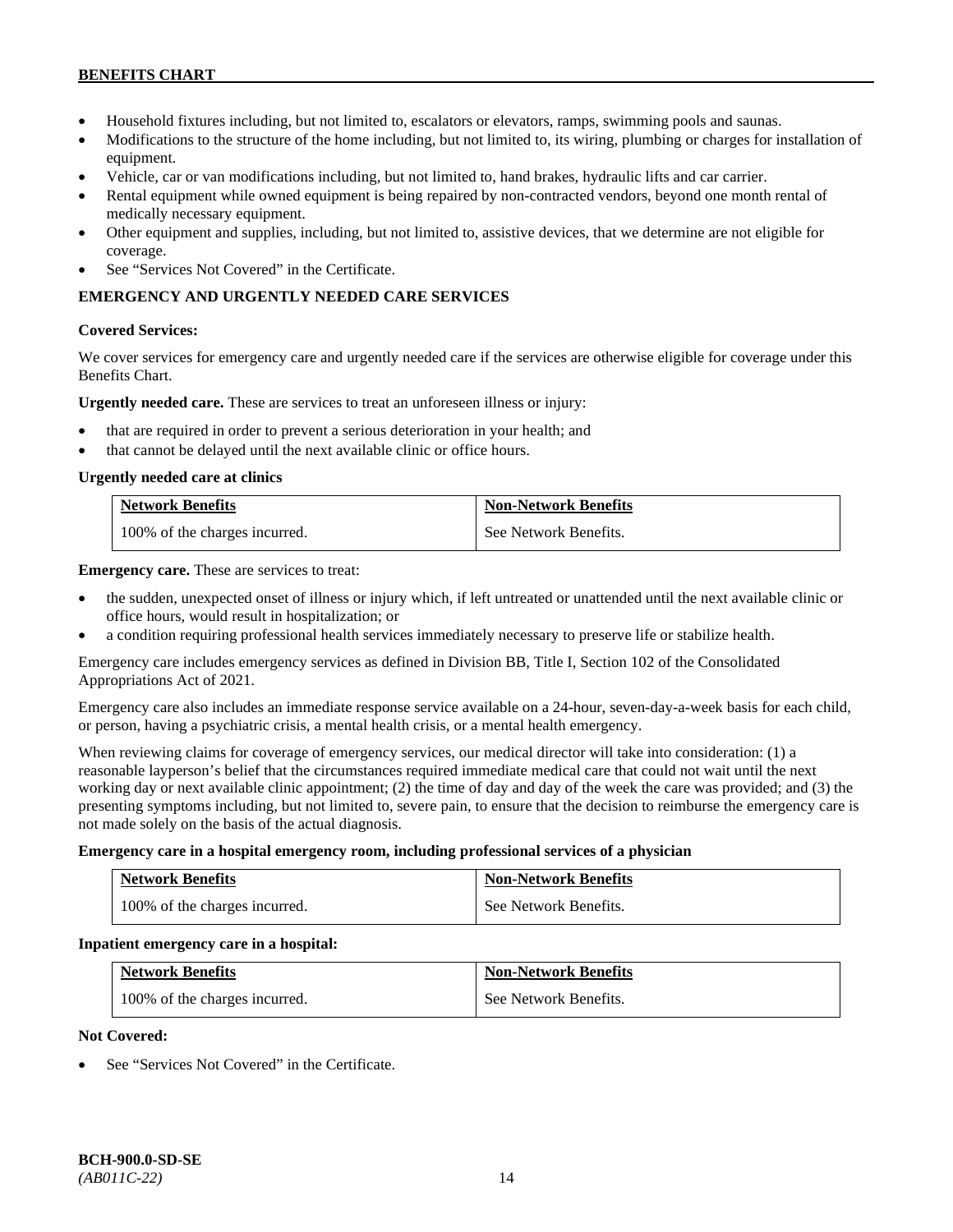- Household fixtures including, but not limited to, escalators or elevators, ramps, swimming pools and saunas.
- Modifications to the structure of the home including, but not limited to, its wiring, plumbing or charges for installation of equipment.
- Vehicle, car or van modifications including, but not limited to, hand brakes, hydraulic lifts and car carrier.
- Rental equipment while owned equipment is being repaired by non-contracted vendors, beyond one month rental of medically necessary equipment.
- Other equipment and supplies, including, but not limited to, assistive devices, that we determine are not eligible for coverage.
- See "Services Not Covered" in the Certificate.

## EMERGENCY AND URGENTLY NEEDED CARE SERVICES

**Covered Services:**

We cover services for emergency care and urgently needed care if the services are otherwise eligible for coverage under this Benefits Chart.

**Urgently needed care.** These are services to treat an unforeseen illness or injury:

- that are required in order to prevent a serious deterioration in your health; and
- that cannot be delayed until the next available clinic or office hours.

**Urgently needed care at clinics**

| Network Benefits | Non-Network Benefits |
|---|---|
| 100% of the charges incurred. | See Network Benefits. |

**Emergency care.** These are services to treat:

- the sudden, unexpected onset of illness or injury which, if left untreated or unattended until the next available clinic or office hours, would result in hospitalization; or
- a condition requiring professional health services immediately necessary to preserve life or stabilize health.

Emergency care includes emergency services as defined in Division BB, Title I, Section 102 of the Consolidated Appropriations Act of 2021.

Emergency care also includes an immediate response service available on a 24-hour, seven-day-a-week basis for each child, or person, having a psychiatric crisis, a mental health crisis, or a mental health emergency.

When reviewing claims for coverage of emergency services, our medical director will take into consideration: (1) a reasonable layperson's belief that the circumstances required immediate medical care that could not wait until the next working day or next available clinic appointment; (2) the time of day and day of the week the care was provided; and (3) the presenting symptoms including, but not limited to, severe pain, to ensure that the decision to reimburse the emergency care is not made solely on the basis of the actual diagnosis.

**Emergency care in a hospital emergency room, including professional services of a physician**

| Network Benefits | Non-Network Benefits |
|---|---|
| 100% of the charges incurred. | See Network Benefits. |

**Inpatient emergency care in a hospital:**

| Network Benefits | Non-Network Benefits |
|---|---|
| 100% of the charges incurred. | See Network Benefits. |

**Not Covered:**

- See "Services Not Covered" in the Certificate.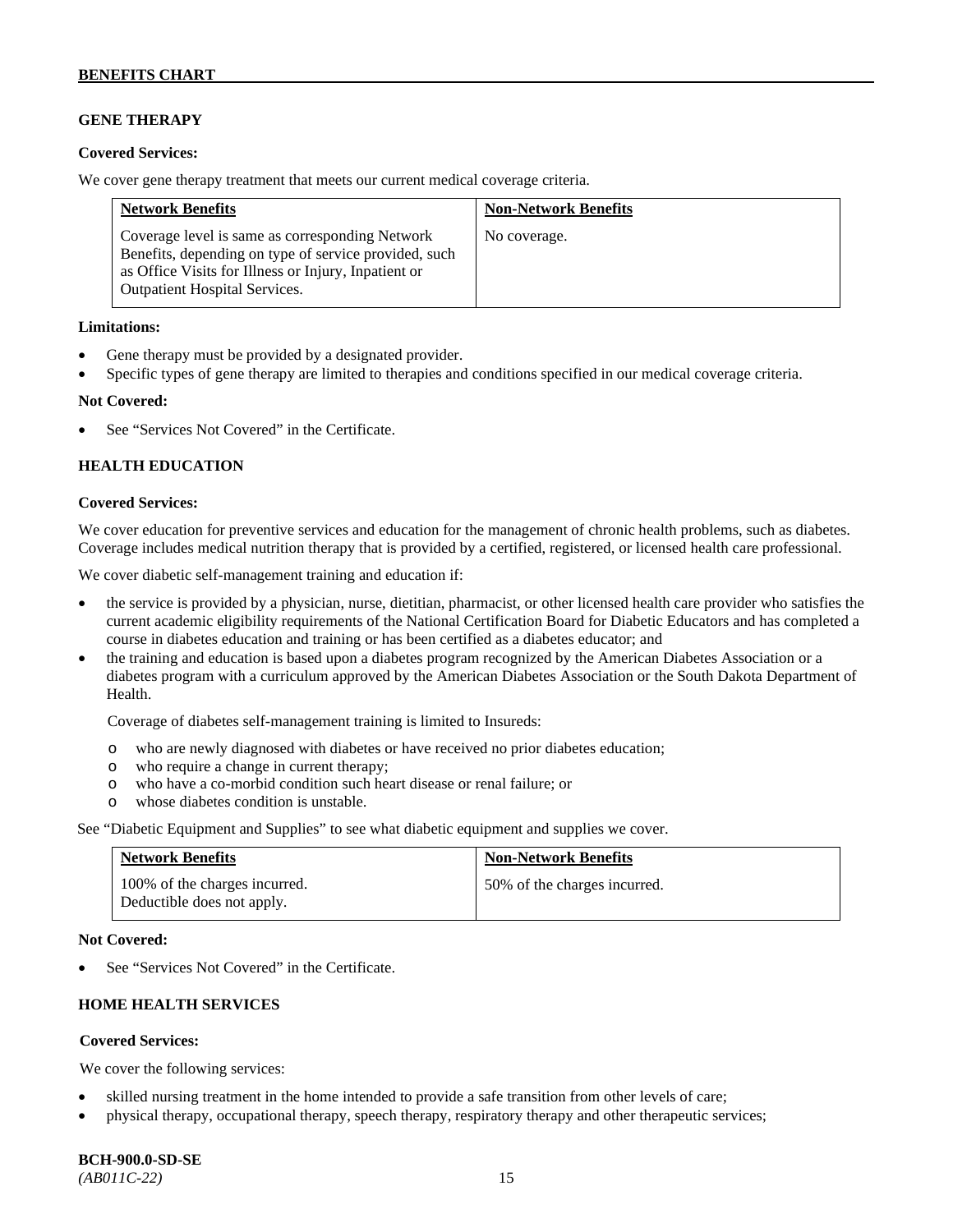## GENE THERAPY

**Covered Services:**

We cover gene therapy treatment that meets our current medical coverage criteria.

| Network Benefits | Non-Network Benefits |
|---|---|
| Coverage level is same as corresponding Network Benefits, depending on type of service provided, such as Office Visits for Illness or Injury, Inpatient or Outpatient Hospital Services. | No coverage. |

**Limitations:**

- Gene therapy must be provided by a designated provider.
- Specific types of gene therapy are limited to therapies and conditions specified in our medical coverage criteria.

**Not Covered:**

- See "Services Not Covered" in the Certificate.

## HEALTH EDUCATION

**Covered Services:**

We cover education for preventive services and education for the management of chronic health problems, such as diabetes. Coverage includes medical nutrition therapy that is provided by a certified, registered, or licensed health care professional.

We cover diabetic self-management training and education if:

- the service is provided by a physician, nurse, dietitian, pharmacist, or other licensed health care provider who satisfies the current academic eligibility requirements of the National Certification Board for Diabetic Educators and has completed a course in diabetes education and training or has been certified as a diabetes educator; and
- the training and education is based upon a diabetes program recognized by the American Diabetes Association or a diabetes program with a curriculum approved by the American Diabetes Association or the South Dakota Department of Health.

  Coverage of diabetes self-management training is limited to Insureds:

  - who are newly diagnosed with diabetes or have received no prior diabetes education;
  - who require a change in current therapy;
  - who have a co-morbid condition such heart disease or renal failure; or
  - whose diabetes condition is unstable.

See "Diabetic Equipment and Supplies" to see what diabetic equipment and supplies we cover.

| Network Benefits | Non-Network Benefits |
|---|---|
| 100% of the charges incurred. Deductible does not apply. | 50% of the charges incurred. |

**Not Covered:**

- See "Services Not Covered" in the Certificate.

## HOME HEALTH SERVICES

**Covered Services:**

We cover the following services:

- skilled nursing treatment in the home intended to provide a safe transition from other levels of care;
- physical therapy, occupational therapy, speech therapy, respiratory therapy and other therapeutic services;

**BCH-900.0-SD-SE**
*(AB011C-22)*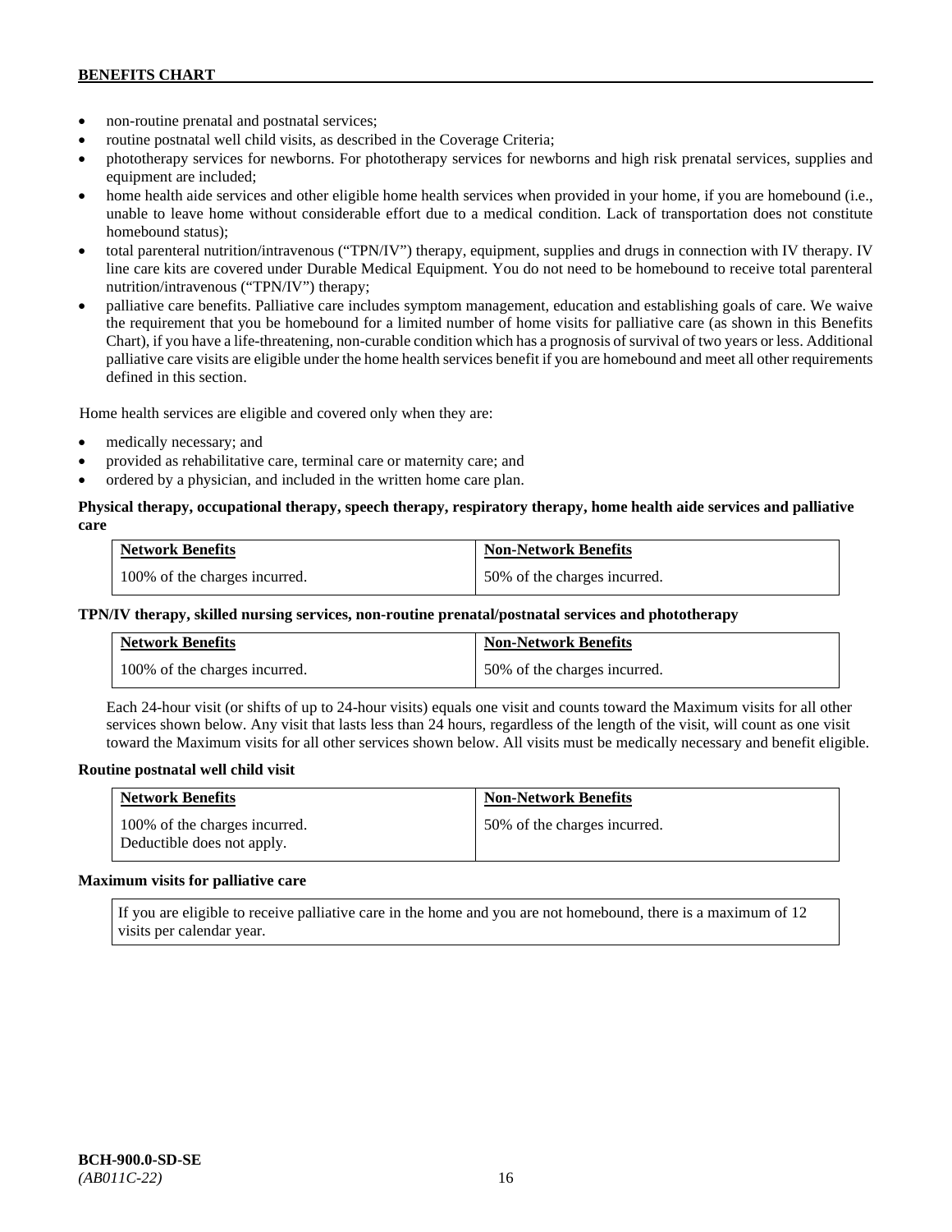- non-routine prenatal and postnatal services;
- routine postnatal well child visits, as described in the Coverage Criteria;
- phototherapy services for newborns. For phototherapy services for newborns and high risk prenatal services, supplies and equipment are included;
- home health aide services and other eligible home health services when provided in your home, if you are homebound (i.e., unable to leave home without considerable effort due to a medical condition. Lack of transportation does not constitute homebound status);
- total parenteral nutrition/intravenous ("TPN/IV") therapy, equipment, supplies and drugs in connection with IV therapy. IV line care kits are covered under Durable Medical Equipment. You do not need to be homebound to receive total parenteral nutrition/intravenous ("TPN/IV") therapy;
- palliative care benefits. Palliative care includes symptom management, education and establishing goals of care. We waive the requirement that you be homebound for a limited number of home visits for palliative care (as shown in this Benefits Chart), if you have a life-threatening, non-curable condition which has a prognosis of survival of two years or less. Additional palliative care visits are eligible under the home health services benefit if you are homebound and meet all other requirements defined in this section.

Home health services are eligible and covered only when they are:

- medically necessary; and
- provided as rehabilitative care, terminal care or maternity care; and
- ordered by a physician, and included in the written home care plan.

**Physical therapy, occupational therapy, speech therapy, respiratory therapy, home health aide services and palliative care**

| Network Benefits | Non-Network Benefits |
|---|---|
| 100% of the charges incurred. | 50% of the charges incurred. |

**TPN/IV therapy, skilled nursing services, non-routine prenatal/postnatal services and phototherapy**

| Network Benefits | Non-Network Benefits |
|---|---|
| 100% of the charges incurred. | 50% of the charges incurred. |

Each 24-hour visit (or shifts of up to 24-hour visits) equals one visit and counts toward the Maximum visits for all other services shown below. Any visit that lasts less than 24 hours, regardless of the length of the visit, will count as one visit toward the Maximum visits for all other services shown below. All visits must be medically necessary and benefit eligible.

**Routine postnatal well child visit**

| Network Benefits | Non-Network Benefits |
|---|---|
| 100% of the charges incurred. Deductible does not apply. | 50% of the charges incurred. |

**Maximum visits for palliative care**

| If you are eligible to receive palliative care in the home and you are not homebound, there is a maximum of 12 visits per calendar year. |
|---|

BCH-900.0-SD-SE
*(AB011C-22)*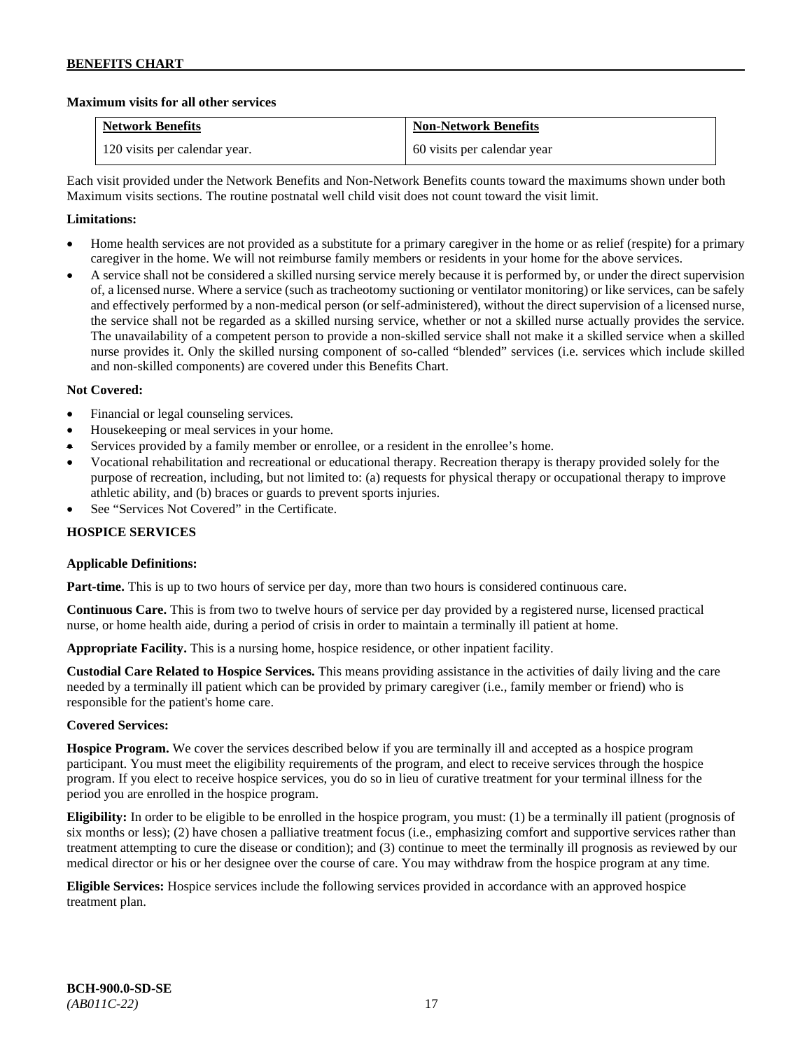**Maximum visits for all other services**

| Network Benefits | Non-Network Benefits |
|---|---|
| 120 visits per calendar year. | 60 visits per calendar year |

Each visit provided under the Network Benefits and Non-Network Benefits counts toward the maximums shown under both Maximum visits sections. The routine postnatal well child visit does not count toward the visit limit.

**Limitations:**

- Home health services are not provided as a substitute for a primary caregiver in the home or as relief (respite) for a primary caregiver in the home. We will not reimburse family members or residents in your home for the above services.
- A service shall not be considered a skilled nursing service merely because it is performed by, or under the direct supervision of, a licensed nurse. Where a service (such as tracheotomy suctioning or ventilator monitoring) or like services, can be safely and effectively performed by a non-medical person (or self-administered), without the direct supervision of a licensed nurse, the service shall not be regarded as a skilled nursing service, whether or not a skilled nurse actually provides the service. The unavailability of a competent person to provide a non-skilled service shall not make it a skilled service when a skilled nurse provides it. Only the skilled nursing component of so-called "blended" services (i.e. services which include skilled and non-skilled components) are covered under this Benefits Chart.

**Not Covered:**

- Financial or legal counseling services.
- Housekeeping or meal services in your home.
- Services provided by a family member or enrollee, or a resident in the enrollee's home.
- Vocational rehabilitation and recreational or educational therapy. Recreation therapy is therapy provided solely for the purpose of recreation, including, but not limited to: (a) requests for physical therapy or occupational therapy to improve athletic ability, and (b) braces or guards to prevent sports injuries.
- See "Services Not Covered" in the Certificate.

**HOSPICE SERVICES**

**Applicable Definitions:**

**Part-time.** This is up to two hours of service per day, more than two hours is considered continuous care.

**Continuous Care.** This is from two to twelve hours of service per day provided by a registered nurse, licensed practical nurse, or home health aide, during a period of crisis in order to maintain a terminally ill patient at home.

**Appropriate Facility.** This is a nursing home, hospice residence, or other inpatient facility.

**Custodial Care Related to Hospice Services.** This means providing assistance in the activities of daily living and the care needed by a terminally ill patient which can be provided by primary caregiver (i.e., family member or friend) who is responsible for the patient's home care.

**Covered Services:**

**Hospice Program.** We cover the services described below if you are terminally ill and accepted as a hospice program participant. You must meet the eligibility requirements of the program, and elect to receive services through the hospice program. If you elect to receive hospice services, you do so in lieu of curative treatment for your terminal illness for the period you are enrolled in the hospice program.

**Eligibility:** In order to be eligible to be enrolled in the hospice program, you must: (1) be a terminally ill patient (prognosis of six months or less); (2) have chosen a palliative treatment focus (i.e., emphasizing comfort and supportive services rather than treatment attempting to cure the disease or condition); and (3) continue to meet the terminally ill prognosis as reviewed by our medical director or his or her designee over the course of care. You may withdraw from the hospice program at any time.

**Eligible Services:** Hospice services include the following services provided in accordance with an approved hospice treatment plan.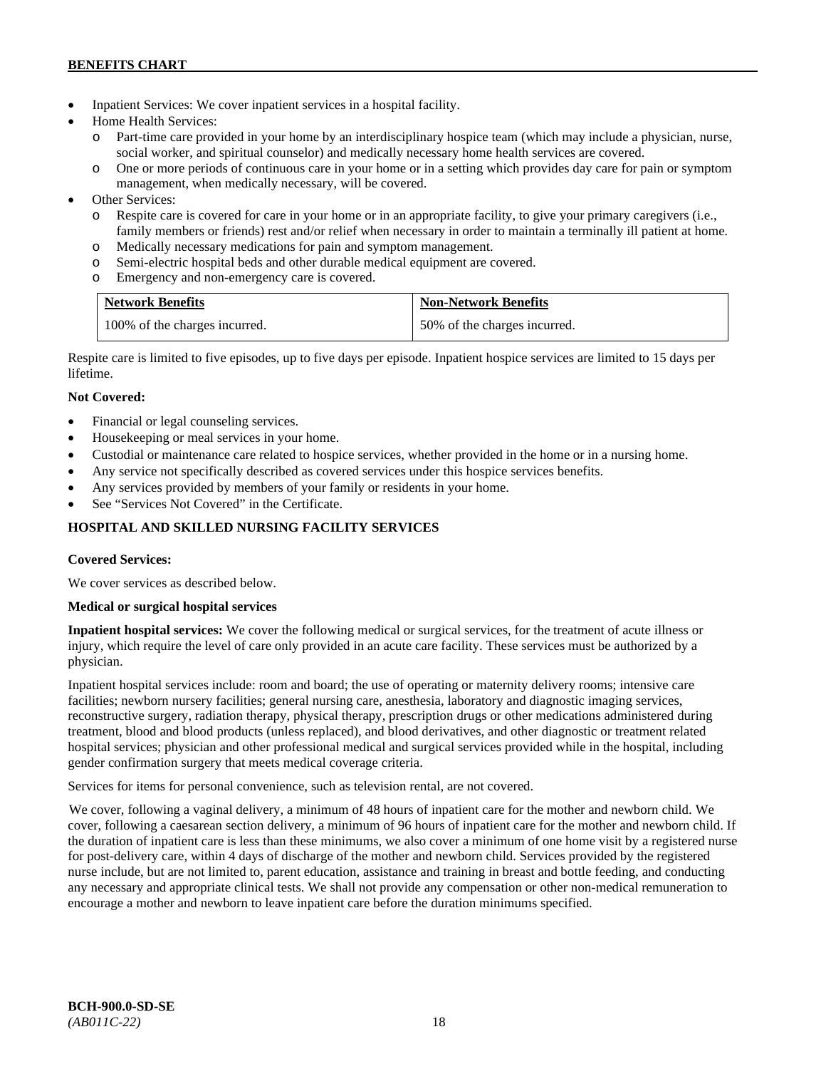- Inpatient Services: We cover inpatient services in a hospital facility.
- Home Health Services:
  - Part-time care provided in your home by an interdisciplinary hospice team (which may include a physician, nurse, social worker, and spiritual counselor) and medically necessary home health services are covered.
  - One or more periods of continuous care in your home or in a setting which provides day care for pain or symptom management, when medically necessary, will be covered.
- Other Services:
  - Respite care is covered for care in your home or in an appropriate facility, to give your primary caregivers (i.e., family members or friends) rest and/or relief when necessary in order to maintain a terminally ill patient at home.
  - Medically necessary medications for pain and symptom management.
  - Semi-electric hospital beds and other durable medical equipment are covered.
  - Emergency and non-emergency care is covered.

| Network Benefits | Non-Network Benefits |
|---|---|
| 100% of the charges incurred. | 50% of the charges incurred. |

Respite care is limited to five episodes, up to five days per episode. Inpatient hospice services are limited to 15 days per lifetime.

**Not Covered:**

- Financial or legal counseling services.
- Housekeeping or meal services in your home.
- Custodial or maintenance care related to hospice services, whether provided in the home or in a nursing home.
- Any service not specifically described as covered services under this hospice services benefits.
- Any services provided by members of your family or residents in your home.
- See "Services Not Covered" in the Certificate.

## HOSPITAL AND SKILLED NURSING FACILITY SERVICES

**Covered Services:**

We cover services as described below.

**Medical or surgical hospital services**

**Inpatient hospital services:** We cover the following medical or surgical services, for the treatment of acute illness or injury, which require the level of care only provided in an acute care facility. These services must be authorized by a physician.

Inpatient hospital services include: room and board; the use of operating or maternity delivery rooms; intensive care facilities; newborn nursery facilities; general nursing care, anesthesia, laboratory and diagnostic imaging services, reconstructive surgery, radiation therapy, physical therapy, prescription drugs or other medications administered during treatment, blood and blood products (unless replaced), and blood derivatives, and other diagnostic or treatment related hospital services; physician and other professional medical and surgical services provided while in the hospital, including gender confirmation surgery that meets medical coverage criteria.

Services for items for personal convenience, such as television rental, are not covered.

We cover, following a vaginal delivery, a minimum of 48 hours of inpatient care for the mother and newborn child. We cover, following a caesarean section delivery, a minimum of 96 hours of inpatient care for the mother and newborn child. If the duration of inpatient care is less than these minimums, we also cover a minimum of one home visit by a registered nurse for post-delivery care, within 4 days of discharge of the mother and newborn child. Services provided by the registered nurse include, but are not limited to, parent education, assistance and training in breast and bottle feeding, and conducting any necessary and appropriate clinical tests. We shall not provide any compensation or other non-medical remuneration to encourage a mother and newborn to leave inpatient care before the duration minimums specified.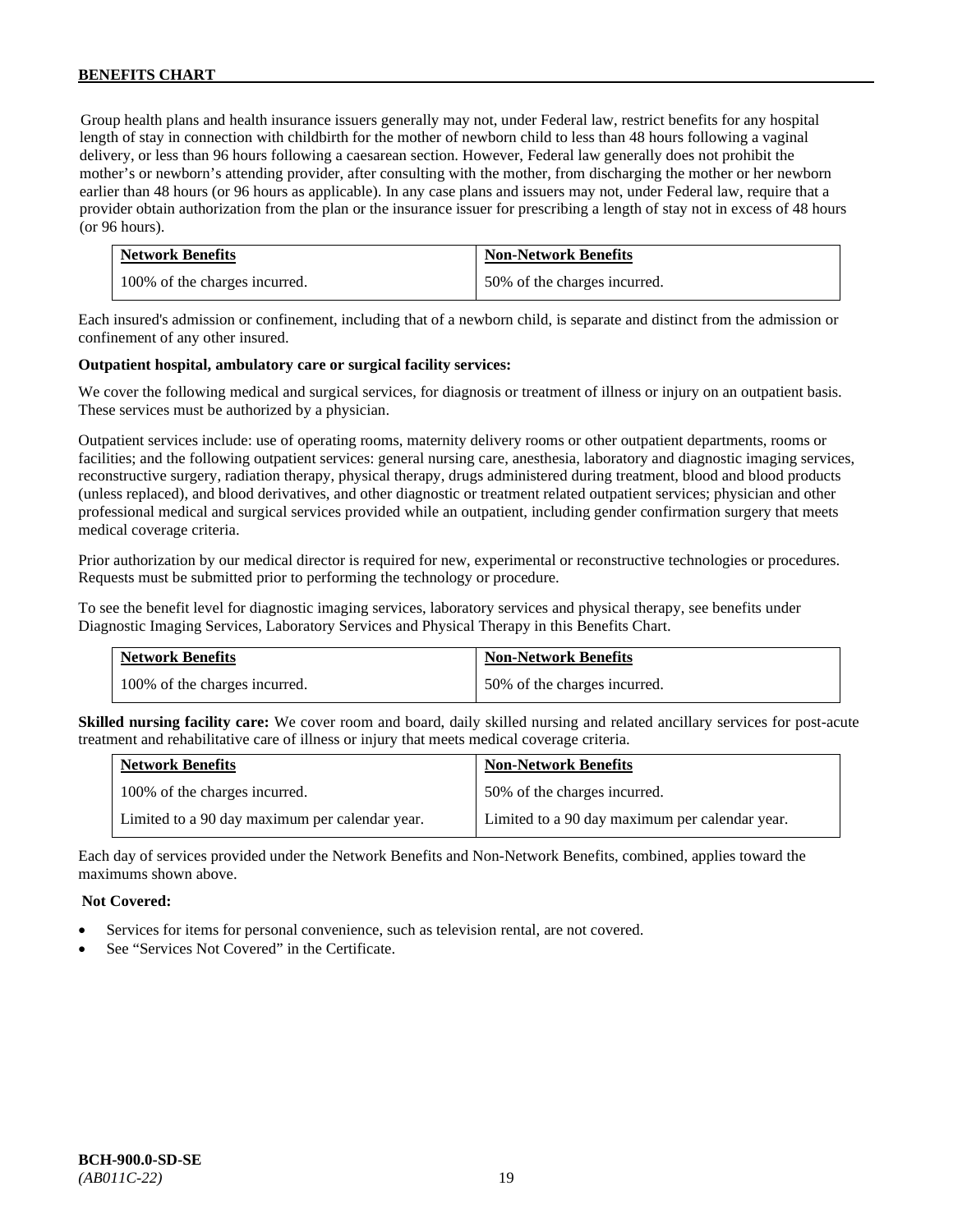Group health plans and health insurance issuers generally may not, under Federal law, restrict benefits for any hospital length of stay in connection with childbirth for the mother of newborn child to less than 48 hours following a vaginal delivery, or less than 96 hours following a caesarean section. However, Federal law generally does not prohibit the mother's or newborn's attending provider, after consulting with the mother, from discharging the mother or her newborn earlier than 48 hours (or 96 hours as applicable). In any case plans and issuers may not, under Federal law, require that a provider obtain authorization from the plan or the insurance issuer for prescribing a length of stay not in excess of 48 hours (or 96 hours).

| Network Benefits | Non-Network Benefits |
|---|---|
| 100% of the charges incurred. | 50% of the charges incurred. |

Each insured's admission or confinement, including that of a newborn child, is separate and distinct from the admission or confinement of any other insured.

**Outpatient hospital, ambulatory care or surgical facility services:**

We cover the following medical and surgical services, for diagnosis or treatment of illness or injury on an outpatient basis. These services must be authorized by a physician.

Outpatient services include: use of operating rooms, maternity delivery rooms or other outpatient departments, rooms or facilities; and the following outpatient services: general nursing care, anesthesia, laboratory and diagnostic imaging services, reconstructive surgery, radiation therapy, physical therapy, drugs administered during treatment, blood and blood products (unless replaced), and blood derivatives, and other diagnostic or treatment related outpatient services; physician and other professional medical and surgical services provided while an outpatient, including gender confirmation surgery that meets medical coverage criteria.

Prior authorization by our medical director is required for new, experimental or reconstructive technologies or procedures. Requests must be submitted prior to performing the technology or procedure.

To see the benefit level for diagnostic imaging services, laboratory services and physical therapy, see benefits under Diagnostic Imaging Services, Laboratory Services and Physical Therapy in this Benefits Chart.

| Network Benefits | Non-Network Benefits |
|---|---|
| 100% of the charges incurred. | 50% of the charges incurred. |

**Skilled nursing facility care:** We cover room and board, daily skilled nursing and related ancillary services for post-acute treatment and rehabilitative care of illness or injury that meets medical coverage criteria.

| Network Benefits | Non-Network Benefits |
|---|---|
| 100% of the charges incurred. | 50% of the charges incurred. |
| Limited to a 90 day maximum per calendar year. | Limited to a 90 day maximum per calendar year. |

Each day of services provided under the Network Benefits and Non-Network Benefits, combined, applies toward the maximums shown above.

**Not Covered:**

- Services for items for personal convenience, such as television rental, are not covered.
- See "Services Not Covered" in the Certificate.

**BCH-900.0-SD-SE**
*(AB011C-22)*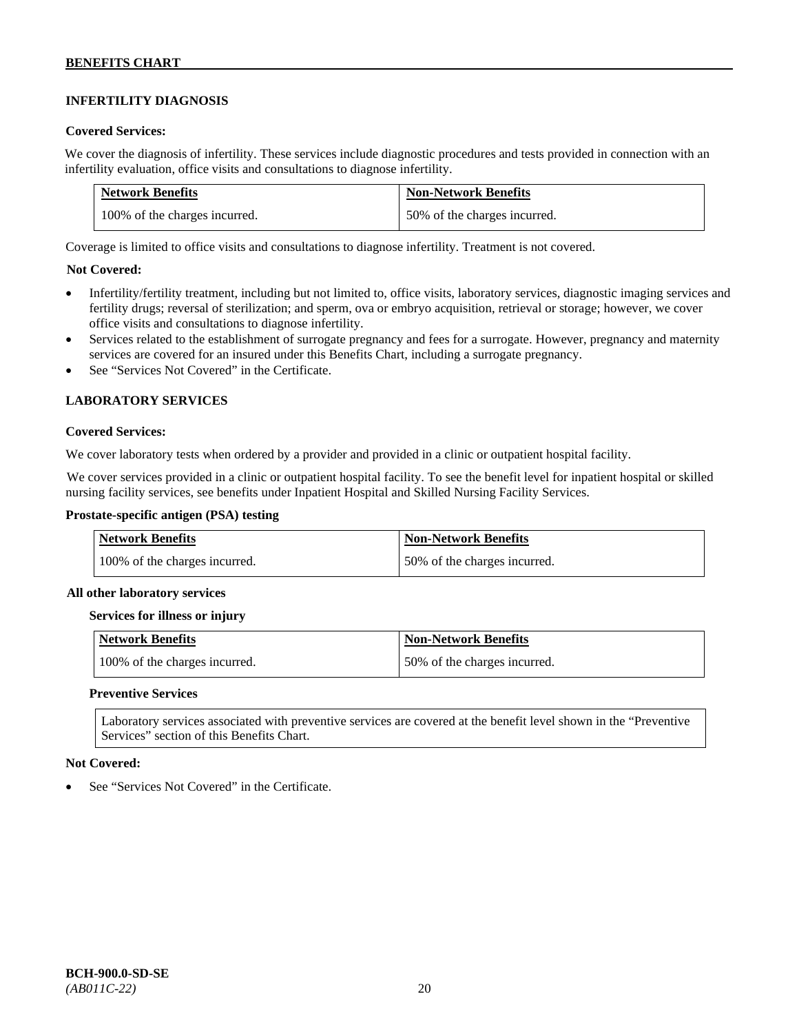## INFERTILITY DIAGNOSIS

**Covered Services:**

We cover the diagnosis of infertility. These services include diagnostic procedures and tests provided in connection with an infertility evaluation, office visits and consultations to diagnose infertility.

| Network Benefits | Non-Network Benefits |
|---|---|
| 100% of the charges incurred. | 50% of the charges incurred. |

Coverage is limited to office visits and consultations to diagnose infertility. Treatment is not covered.

**Not Covered:**

- Infertility/fertility treatment, including but not limited to, office visits, laboratory services, diagnostic imaging services and fertility drugs; reversal of sterilization; and sperm, ova or embryo acquisition, retrieval or storage; however, we cover office visits and consultations to diagnose infertility.
- Services related to the establishment of surrogate pregnancy and fees for a surrogate. However, pregnancy and maternity services are covered for an insured under this Benefits Chart, including a surrogate pregnancy.
- See "Services Not Covered" in the Certificate.

## LABORATORY SERVICES

**Covered Services:**

We cover laboratory tests when ordered by a provider and provided in a clinic or outpatient hospital facility.

We cover services provided in a clinic or outpatient hospital facility. To see the benefit level for inpatient hospital or skilled nursing facility services, see benefits under Inpatient Hospital and Skilled Nursing Facility Services.

**Prostate-specific antigen (PSA) testing**

| Network Benefits | Non-Network Benefits |
|---|---|
| 100% of the charges incurred. | 50% of the charges incurred. |

**All other laboratory services**

**Services for illness or injury**

| Network Benefits | Non-Network Benefits |
|---|---|
| 100% of the charges incurred. | 50% of the charges incurred. |

**Preventive Services**

Laboratory services associated with preventive services are covered at the benefit level shown in the "Preventive Services" section of this Benefits Chart.

**Not Covered:**

- See "Services Not Covered" in the Certificate.

BCH-900.0-SD-SE
*(AB011C-22)*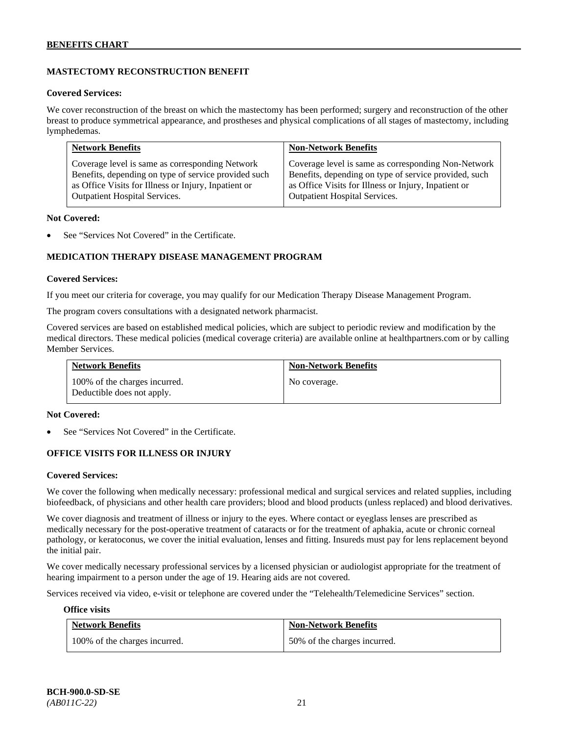## MASTECTOMY RECONSTRUCTION BENEFIT

### Covered Services:

We cover reconstruction of the breast on which the mastectomy has been performed; surgery and reconstruction of the other breast to produce symmetrical appearance, and prostheses and physical complications of all stages of mastectomy, including lymphedemas.

| Network Benefits | Non-Network Benefits |
|---|---|
| Coverage level is same as corresponding Network Benefits, depending on type of service provided such as Office Visits for Illness or Injury, Inpatient or Outpatient Hospital Services. | Coverage level is same as corresponding Non-Network Benefits, depending on type of service provided, such as Office Visits for Illness or Injury, Inpatient or Outpatient Hospital Services. |

**Not Covered:**

- See "Services Not Covered" in the Certificate.

## MEDICATION THERAPY DISEASE MANAGEMENT PROGRAM

### Covered Services:

If you meet our criteria for coverage, you may qualify for our Medication Therapy Disease Management Program.

The program covers consultations with a designated network pharmacist.

Covered services are based on established medical policies, which are subject to periodic review and modification by the medical directors. These medical policies (medical coverage criteria) are available online at healthpartners.com or by calling Member Services.

| Network Benefits | Non-Network Benefits |
|---|---|
| 100% of the charges incurred. Deductible does not apply. | No coverage. |

**Not Covered:**

- See "Services Not Covered" in the Certificate.

## OFFICE VISITS FOR ILLNESS OR INJURY

### Covered Services:

We cover the following when medically necessary: professional medical and surgical services and related supplies, including biofeedback, of physicians and other health care providers; blood and blood products (unless replaced) and blood derivatives.

We cover diagnosis and treatment of illness or injury to the eyes. Where contact or eyeglass lenses are prescribed as medically necessary for the post-operative treatment of cataracts or for the treatment of aphakia, acute or chronic corneal pathology, or keratoconus, we cover the initial evaluation, lenses and fitting. Insureds must pay for lens replacement beyond the initial pair.

We cover medically necessary professional services by a licensed physician or audiologist appropriate for the treatment of hearing impairment to a person under the age of 19. Hearing aids are not covered.

Services received via video, e-visit or telephone are covered under the "Telehealth/Telemedicine Services" section.

**Office visits**

| Network Benefits | Non-Network Benefits |
|---|---|
| 100% of the charges incurred. | 50% of the charges incurred. |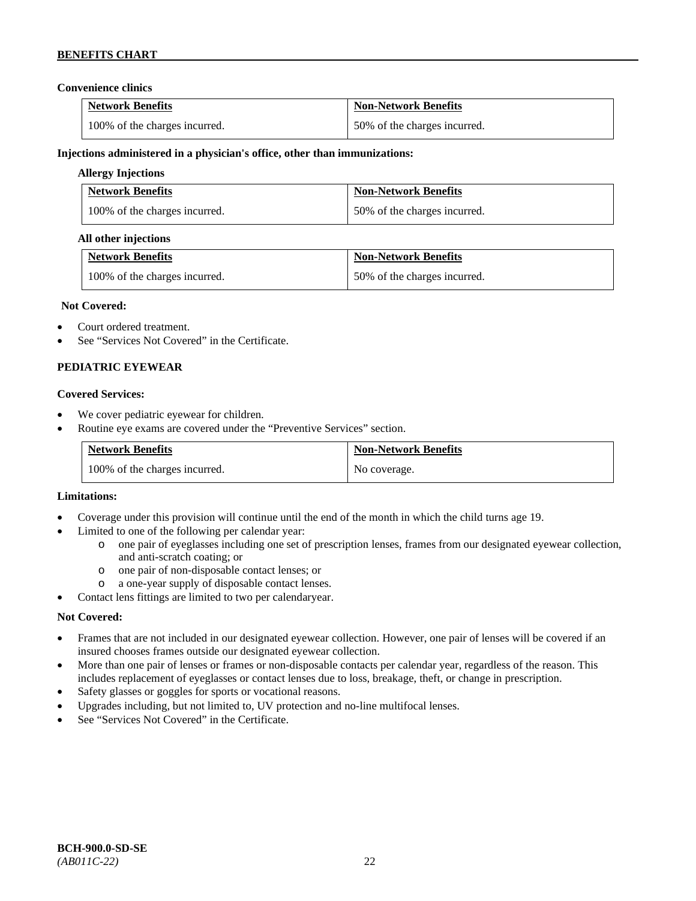**Convenience clinics**

| Network Benefits | Non-Network Benefits |
|---|---|
| 100% of the charges incurred. | 50% of the charges incurred. |

**Injections administered in a physician's office, other than immunizations:**

**Allergy Injections**

| Network Benefits | Non-Network Benefits |
|---|---|
| 100% of the charges incurred. | 50% of the charges incurred. |

**All other injections**

| Network Benefits | Non-Network Benefits |
|---|---|
| 100% of the charges incurred. | 50% of the charges incurred. |

**Not Covered:**

- Court ordered treatment.
- See "Services Not Covered" in the Certificate.

**PEDIATRIC EYEWEAR**

**Covered Services:**

- We cover pediatric eyewear for children.
- Routine eye exams are covered under the "Preventive Services" section.

| Network Benefits | Non-Network Benefits |
|---|---|
| 100% of the charges incurred. | No coverage. |

**Limitations:**

- Coverage under this provision will continue until the end of the month in which the child turns age 19.
- Limited to one of the following per calendar year:
  - one pair of eyeglasses including one set of prescription lenses, frames from our designated eyewear collection, and anti-scratch coating; or
  - one pair of non-disposable contact lenses; or
  - a one-year supply of disposable contact lenses.
- Contact lens fittings are limited to two per calendaryear.

**Not Covered:**

- Frames that are not included in our designated eyewear collection. However, one pair of lenses will be covered if an insured chooses frames outside our designated eyewear collection.
- More than one pair of lenses or frames or non-disposable contacts per calendar year, regardless of the reason. This includes replacement of eyeglasses or contact lenses due to loss, breakage, theft, or change in prescription.
- Safety glasses or goggles for sports or vocational reasons.
- Upgrades including, but not limited to, UV protection and no-line multifocal lenses.
- See "Services Not Covered" in the Certificate.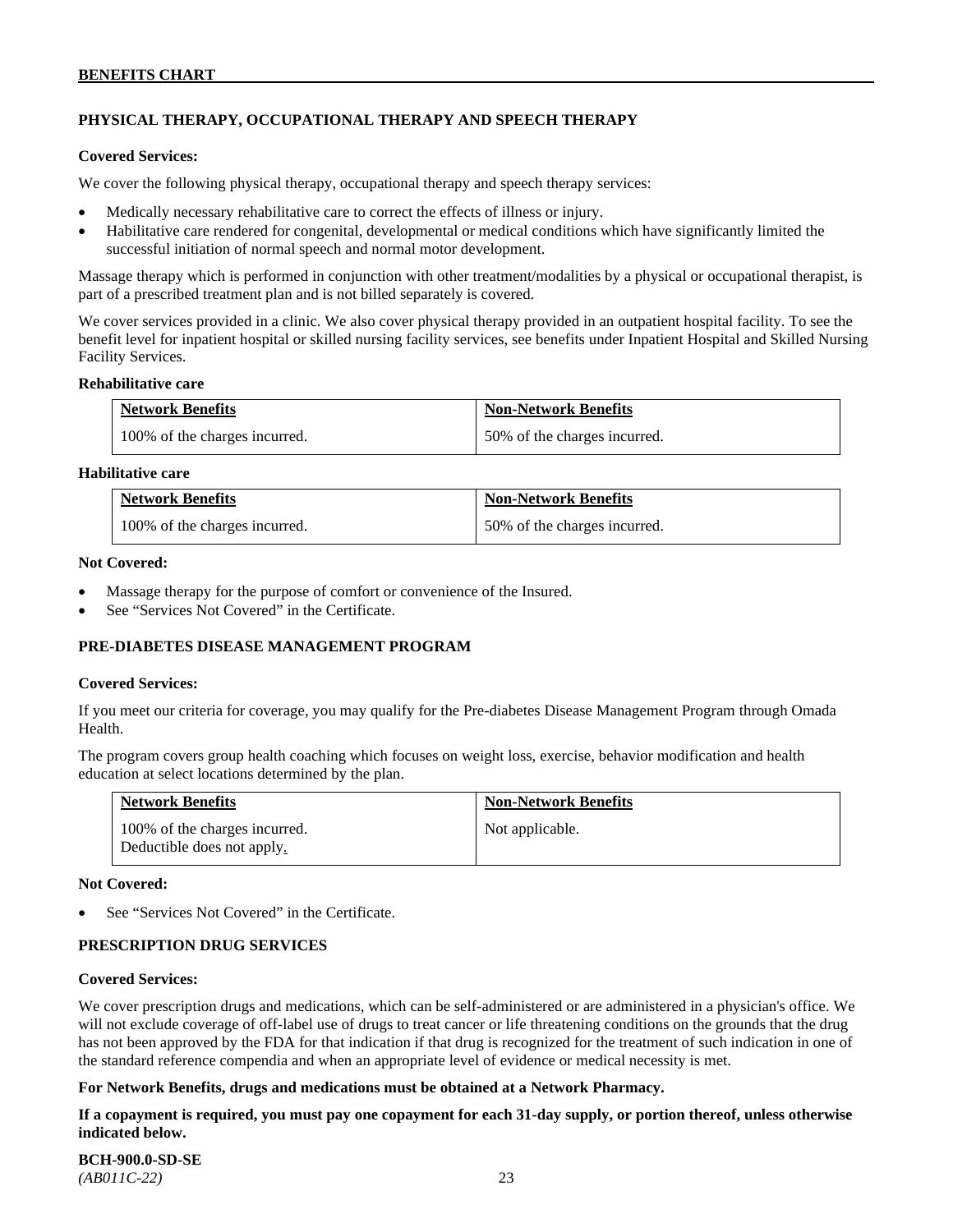### PHYSICAL THERAPY, OCCUPATIONAL THERAPY AND SPEECH THERAPY

**Covered Services:**

We cover the following physical therapy, occupational therapy and speech therapy services:

- Medically necessary rehabilitative care to correct the effects of illness or injury.
- Habilitative care rendered for congenital, developmental or medical conditions which have significantly limited the successful initiation of normal speech and normal motor development.

Massage therapy which is performed in conjunction with other treatment/modalities by a physical or occupational therapist, is part of a prescribed treatment plan and is not billed separately is covered.

We cover services provided in a clinic. We also cover physical therapy provided in an outpatient hospital facility. To see the benefit level for inpatient hospital or skilled nursing facility services, see benefits under Inpatient Hospital and Skilled Nursing Facility Services.

**Rehabilitative care**

| Network Benefits | Non-Network Benefits |
|---|---|
| 100% of the charges incurred. | 50% of the charges incurred. |

**Habilitative care**

| Network Benefits | Non-Network Benefits |
|---|---|
| 100% of the charges incurred. | 50% of the charges incurred. |

**Not Covered:**

- Massage therapy for the purpose of comfort or convenience of the Insured.
- See "Services Not Covered" in the Certificate.

### PRE-DIABETES DISEASE MANAGEMENT PROGRAM

**Covered Services:**

If you meet our criteria for coverage, you may qualify for the Pre-diabetes Disease Management Program through Omada Health.

The program covers group health coaching which focuses on weight loss, exercise, behavior modification and health education at select locations determined by the plan.

| Network Benefits | Non-Network Benefits |
|---|---|
| 100% of the charges incurred. Deductible does not apply. | Not applicable. |

**Not Covered:**

- See "Services Not Covered" in the Certificate.

### PRESCRIPTION DRUG SERVICES

**Covered Services:**

We cover prescription drugs and medications, which can be self-administered or are administered in a physician's office. We will not exclude coverage of off-label use of drugs to treat cancer or life threatening conditions on the grounds that the drug has not been approved by the FDA for that indication if that drug is recognized for the treatment of such indication in one of the standard reference compendia and when an appropriate level of evidence or medical necessity is met.

**For Network Benefits, drugs and medications must be obtained at a Network Pharmacy.**

**If a copayment is required, you must pay one copayment for each 31-day supply, or portion thereof, unless otherwise indicated below.**

**BCH-900.0-SD-SE**
*(AB011C-22)*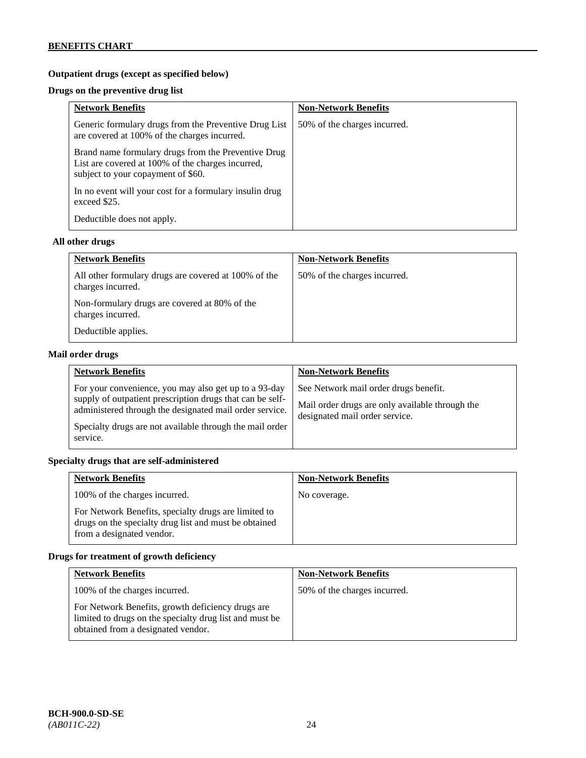## BENEFITS CHART

### Outpatient drugs (except as specified below)

#### Drugs on the preventive drug list

| Network Benefits | Non-Network Benefits |
| --- | --- |
| Generic formulary drugs from the Preventive Drug List are covered at 100% of the charges incurred.<br><br>Brand name formulary drugs from the Preventive Drug List are covered at 100% of the charges incurred, subject to your copayment of $60.<br><br>In no event will your cost for a formulary insulin drug exceed $25.<br><br>Deductible does not apply. | 50% of the charges incurred. |

#### All other drugs

| Network Benefits | Non-Network Benefits |
| --- | --- |
| All other formulary drugs are covered at 100% of the charges incurred.<br><br>Non-formulary drugs are covered at 80% of the charges incurred.<br><br>Deductible applies. | 50% of the charges incurred. |

### Mail order drugs

| Network Benefits | Non-Network Benefits |
| --- | --- |
| For your convenience, you may also get up to a 93-day supply of outpatient prescription drugs that can be self-administered through the designated mail order service.<br><br>Specialty drugs are not available through the mail order service. | See Network mail order drugs benefit.<br><br>Mail order drugs are only available through the designated mail order service. |

### Specialty drugs that are self-administered

| Network Benefits | Non-Network Benefits |
| --- | --- |
| 100% of the charges incurred.<br><br>For Network Benefits, specialty drugs are limited to drugs on the specialty drug list and must be obtained from a designated vendor. | No coverage. |

### Drugs for treatment of growth deficiency

| Network Benefits | Non-Network Benefits |
| --- | --- |
| 100% of the charges incurred.<br><br>For Network Benefits, growth deficiency drugs are limited to drugs on the specialty drug list and must be obtained from a designated vendor. | 50% of the charges incurred. |

**BCH-900.0-SD-SE**
*(AB011C-22)*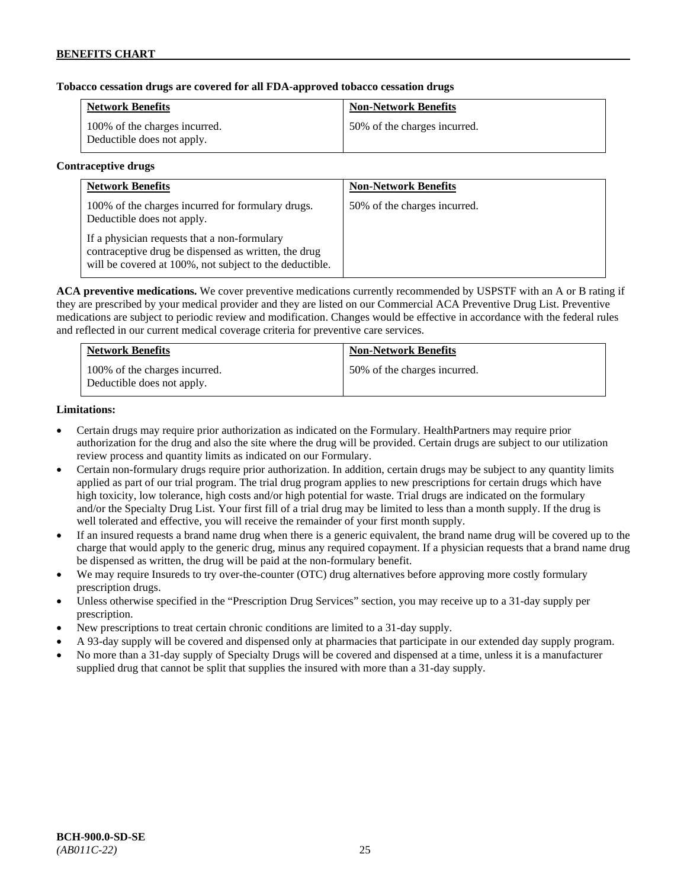**Tobacco cessation drugs are covered for all FDA-approved tobacco cessation drugs**

| Network Benefits | Non-Network Benefits |
|---|---|
| 100% of the charges incurred. Deductible does not apply. | 50% of the charges incurred. |

**Contraceptive drugs**

| Network Benefits | Non-Network Benefits |
|---|---|
| 100% of the charges incurred for formulary drugs. Deductible does not apply. If a physician requests that a non-formulary contraceptive drug be dispensed as written, the drug will be covered at 100%, not subject to the deductible. | 50% of the charges incurred. |

**ACA preventive medications.** We cover preventive medications currently recommended by USPSTF with an A or B rating if they are prescribed by your medical provider and they are listed on our Commercial ACA Preventive Drug List. Preventive medications are subject to periodic review and modification. Changes would be effective in accordance with the federal rules and reflected in our current medical coverage criteria for preventive care services.

| Network Benefits | Non-Network Benefits |
|---|---|
| 100% of the charges incurred. Deductible does not apply. | 50% of the charges incurred. |

**Limitations:**

- Certain drugs may require prior authorization as indicated on the Formulary. HealthPartners may require prior authorization for the drug and also the site where the drug will be provided. Certain drugs are subject to our utilization review process and quantity limits as indicated on our Formulary.
- Certain non-formulary drugs require prior authorization. In addition, certain drugs may be subject to any quantity limits applied as part of our trial program. The trial drug program applies to new prescriptions for certain drugs which have high toxicity, low tolerance, high costs and/or high potential for waste. Trial drugs are indicated on the formulary and/or the Specialty Drug List. Your first fill of a trial drug may be limited to less than a month supply. If the drug is well tolerated and effective, you will receive the remainder of your first month supply.
- If an insured requests a brand name drug when there is a generic equivalent, the brand name drug will be covered up to the charge that would apply to the generic drug, minus any required copayment. If a physician requests that a brand name drug be dispensed as written, the drug will be paid at the non-formulary benefit.
- We may require Insureds to try over-the-counter (OTC) drug alternatives before approving more costly formulary prescription drugs.
- Unless otherwise specified in the "Prescription Drug Services" section, you may receive up to a 31-day supply per prescription.
- New prescriptions to treat certain chronic conditions are limited to a 31-day supply.
- A 93-day supply will be covered and dispensed only at pharmacies that participate in our extended day supply program.
- No more than a 31-day supply of Specialty Drugs will be covered and dispensed at a time, unless it is a manufacturer supplied drug that cannot be split that supplies the insured with more than a 31-day supply.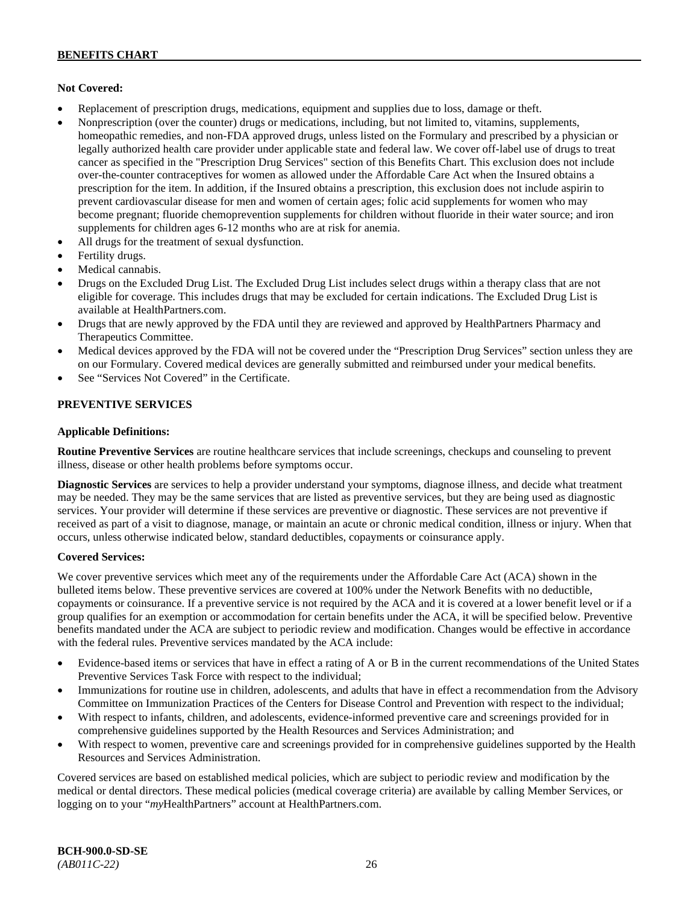**Not Covered:**

- Replacement of prescription drugs, medications, equipment and supplies due to loss, damage or theft.
- Nonprescription (over the counter) drugs or medications, including, but not limited to, vitamins, supplements, homeopathic remedies, and non-FDA approved drugs, unless listed on the Formulary and prescribed by a physician or legally authorized health care provider under applicable state and federal law. We cover off-label use of drugs to treat cancer as specified in the "Prescription Drug Services" section of this Benefits Chart. This exclusion does not include over-the-counter contraceptives for women as allowed under the Affordable Care Act when the Insured obtains a prescription for the item. In addition, if the Insured obtains a prescription, this exclusion does not include aspirin to prevent cardiovascular disease for men and women of certain ages; folic acid supplements for women who may become pregnant; fluoride chemoprevention supplements for children without fluoride in their water source; and iron supplements for children ages 6-12 months who are at risk for anemia.
- All drugs for the treatment of sexual dysfunction.
- Fertility drugs.
- Medical cannabis.
- Drugs on the Excluded Drug List. The Excluded Drug List includes select drugs within a therapy class that are not eligible for coverage. This includes drugs that may be excluded for certain indications. The Excluded Drug List is available at HealthPartners.com.
- Drugs that are newly approved by the FDA until they are reviewed and approved by HealthPartners Pharmacy and Therapeutics Committee.
- Medical devices approved by the FDA will not be covered under the "Prescription Drug Services" section unless they are on our Formulary. Covered medical devices are generally submitted and reimbursed under your medical benefits.
- See "Services Not Covered" in the Certificate.

## PREVENTIVE SERVICES

**Applicable Definitions:**

**Routine Preventive Services** are routine healthcare services that include screenings, checkups and counseling to prevent illness, disease or other health problems before symptoms occur.

**Diagnostic Services** are services to help a provider understand your symptoms, diagnose illness, and decide what treatment may be needed. They may be the same services that are listed as preventive services, but they are being used as diagnostic services. Your provider will determine if these services are preventive or diagnostic. These services are not preventive if received as part of a visit to diagnose, manage, or maintain an acute or chronic medical condition, illness or injury. When that occurs, unless otherwise indicated below, standard deductibles, copayments or coinsurance apply.

**Covered Services:**

We cover preventive services which meet any of the requirements under the Affordable Care Act (ACA) shown in the bulleted items below. These preventive services are covered at 100% under the Network Benefits with no deductible, copayments or coinsurance. If a preventive service is not required by the ACA and it is covered at a lower benefit level or if a group qualifies for an exemption or accommodation for certain benefits under the ACA, it will be specified below. Preventive benefits mandated under the ACA are subject to periodic review and modification. Changes would be effective in accordance with the federal rules. Preventive services mandated by the ACA include:

- Evidence-based items or services that have in effect a rating of A or B in the current recommendations of the United States Preventive Services Task Force with respect to the individual;
- Immunizations for routine use in children, adolescents, and adults that have in effect a recommendation from the Advisory Committee on Immunization Practices of the Centers for Disease Control and Prevention with respect to the individual;
- With respect to infants, children, and adolescents, evidence-informed preventive care and screenings provided for in comprehensive guidelines supported by the Health Resources and Services Administration; and
- With respect to women, preventive care and screenings provided for in comprehensive guidelines supported by the Health Resources and Services Administration.

Covered services are based on established medical policies, which are subject to periodic review and modification by the medical or dental directors. These medical policies (medical coverage criteria) are available by calling Member Services, or logging on to your "*my*HealthPartners" account at HealthPartners.com.

**BCH-900.0-SD-SE**
*(AB011C-22)*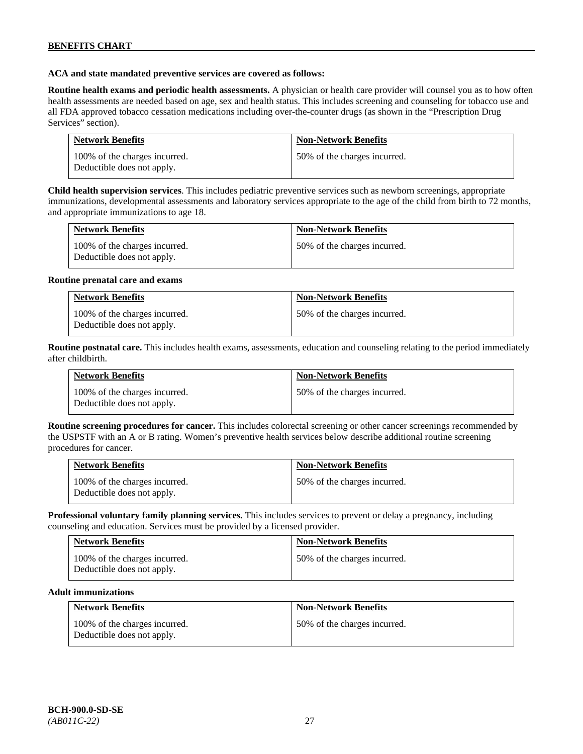**ACA and state mandated preventive services are covered as follows:**

**Routine health exams and periodic health assessments.** A physician or health care provider will counsel you as to how often health assessments are needed based on age, sex and health status. This includes screening and counseling for tobacco use and all FDA approved tobacco cessation medications including over-the-counter drugs (as shown in the "Prescription Drug Services" section).

| Network Benefits | Non-Network Benefits |
| --- | --- |
| 100% of the charges incurred. Deductible does not apply. | 50% of the charges incurred. |

**Child health supervision services**. This includes pediatric preventive services such as newborn screenings, appropriate immunizations, developmental assessments and laboratory services appropriate to the age of the child from birth to 72 months, and appropriate immunizations to age 18.

| Network Benefits | Non-Network Benefits |
| --- | --- |
| 100% of the charges incurred. Deductible does not apply. | 50% of the charges incurred. |

**Routine prenatal care and exams**

| Network Benefits | Non-Network Benefits |
| --- | --- |
| 100% of the charges incurred. Deductible does not apply. | 50% of the charges incurred. |

**Routine postnatal care.** This includes health exams, assessments, education and counseling relating to the period immediately after childbirth.

| Network Benefits | Non-Network Benefits |
| --- | --- |
| 100% of the charges incurred. Deductible does not apply. | 50% of the charges incurred. |

**Routine screening procedures for cancer.** This includes colorectal screening or other cancer screenings recommended by the USPSTF with an A or B rating. Women's preventive health services below describe additional routine screening procedures for cancer.

| Network Benefits | Non-Network Benefits |
| --- | --- |
| 100% of the charges incurred. Deductible does not apply. | 50% of the charges incurred. |

**Professional voluntary family planning services.** This includes services to prevent or delay a pregnancy, including counseling and education. Services must be provided by a licensed provider.

| Network Benefits | Non-Network Benefits |
| --- | --- |
| 100% of the charges incurred. Deductible does not apply. | 50% of the charges incurred. |

**Adult immunizations**

| Network Benefits | Non-Network Benefits |
| --- | --- |
| 100% of the charges incurred. Deductible does not apply. | 50% of the charges incurred. |

**BCH-900.0-SD-SE**
*(AB011C-22)*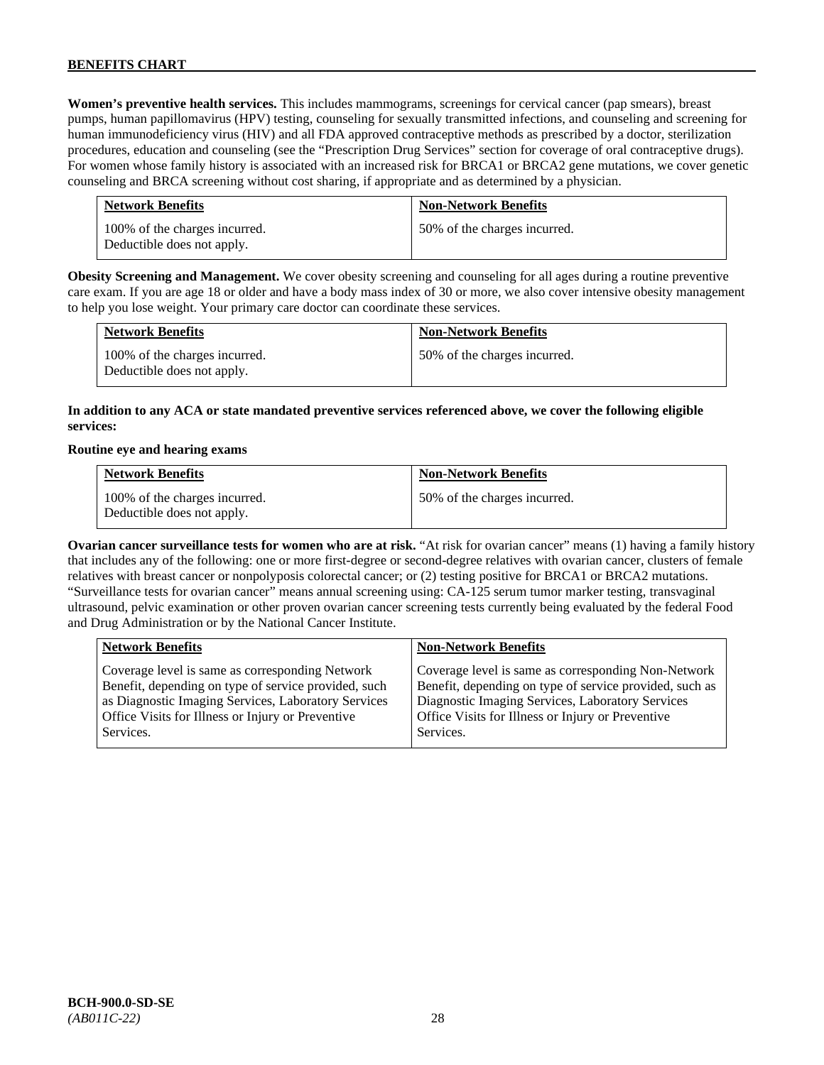**Women's preventive health services.** This includes mammograms, screenings for cervical cancer (pap smears), breast pumps, human papillomavirus (HPV) testing, counseling for sexually transmitted infections, and counseling and screening for human immunodeficiency virus (HIV) and all FDA approved contraceptive methods as prescribed by a doctor, sterilization procedures, education and counseling (see the "Prescription Drug Services" section for coverage of oral contraceptive drugs). For women whose family history is associated with an increased risk for BRCA1 or BRCA2 gene mutations, we cover genetic counseling and BRCA screening without cost sharing, if appropriate and as determined by a physician.

| Network Benefits | Non-Network Benefits |
|---|---|
| 100% of the charges incurred. Deductible does not apply. | 50% of the charges incurred. |

**Obesity Screening and Management.** We cover obesity screening and counseling for all ages during a routine preventive care exam. If you are age 18 or older and have a body mass index of 30 or more, we also cover intensive obesity management to help you lose weight. Your primary care doctor can coordinate these services.

| Network Benefits | Non-Network Benefits |
|---|---|
| 100% of the charges incurred. Deductible does not apply. | 50% of the charges incurred. |

**In addition to any ACA or state mandated preventive services referenced above, we cover the following eligible services:**

**Routine eye and hearing exams**

| Network Benefits | Non-Network Benefits |
|---|---|
| 100% of the charges incurred. Deductible does not apply. | 50% of the charges incurred. |

**Ovarian cancer surveillance tests for women who are at risk.** "At risk for ovarian cancer" means (1) having a family history that includes any of the following: one or more first-degree or second-degree relatives with ovarian cancer, clusters of female relatives with breast cancer or nonpolyposis colorectal cancer; or (2) testing positive for BRCA1 or BRCA2 mutations. "Surveillance tests for ovarian cancer" means annual screening using: CA-125 serum tumor marker testing, transvaginal ultrasound, pelvic examination or other proven ovarian cancer screening tests currently being evaluated by the federal Food and Drug Administration or by the National Cancer Institute.

| Network Benefits | Non-Network Benefits |
|---|---|
| Coverage level is same as corresponding Network Benefit, depending on type of service provided, such as Diagnostic Imaging Services, Laboratory Services Office Visits for Illness or Injury or Preventive Services. | Coverage level is same as corresponding Non-Network Benefit, depending on type of service provided, such as Diagnostic Imaging Services, Laboratory Services Office Visits for Illness or Injury or Preventive Services. |

**BCH-900.0-SD-SE**
*(AB011C-22)*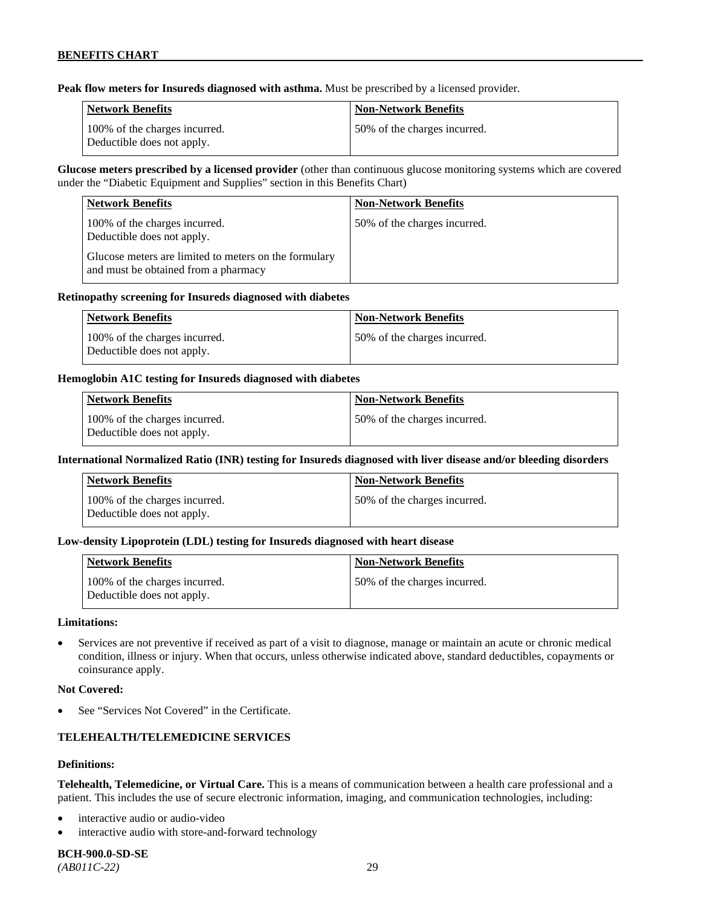**Peak flow meters for Insureds diagnosed with asthma.** Must be prescribed by a licensed provider.

| Network Benefits | Non-Network Benefits |
|---|---|
| 100% of the charges incurred. Deductible does not apply. | 50% of the charges incurred. |

**Glucose meters prescribed by a licensed provider** (other than continuous glucose monitoring systems which are covered under the "Diabetic Equipment and Supplies" section in this Benefits Chart)

| Network Benefits | Non-Network Benefits |
|---|---|
| 100% of the charges incurred. Deductible does not apply.<br><br>Glucose meters are limited to meters on the formulary and must be obtained from a pharmacy | 50% of the charges incurred. |

**Retinopathy screening for Insureds diagnosed with diabetes**

| Network Benefits | Non-Network Benefits |
|---|---|
| 100% of the charges incurred. Deductible does not apply. | 50% of the charges incurred. |

**Hemoglobin A1C testing for Insureds diagnosed with diabetes**

| Network Benefits | Non-Network Benefits |
|---|---|
| 100% of the charges incurred. Deductible does not apply. | 50% of the charges incurred. |

**International Normalized Ratio (INR) testing for Insureds diagnosed with liver disease and/or bleeding disorders**

| Network Benefits | Non-Network Benefits |
|---|---|
| 100% of the charges incurred. Deductible does not apply. | 50% of the charges incurred. |

**Low-density Lipoprotein (LDL) testing for Insureds diagnosed with heart disease**

| Network Benefits | Non-Network Benefits |
|---|---|
| 100% of the charges incurred. Deductible does not apply. | 50% of the charges incurred. |

**Limitations:**

- Services are not preventive if received as part of a visit to diagnose, manage or maintain an acute or chronic medical condition, illness or injury. When that occurs, unless otherwise indicated above, standard deductibles, copayments or coinsurance apply.

**Not Covered:**

- See "Services Not Covered" in the Certificate.

## TELEHEALTH/TELEMEDICINE SERVICES

**Definitions:**

**Telehealth, Telemedicine, or Virtual Care.** This is a means of communication between a health care professional and a patient. This includes the use of secure electronic information, imaging, and communication technologies, including:

- interactive audio or audio-video
- interactive audio with store-and-forward technology

**BCH-900.0-SD-SE**
*(AB011C-22)*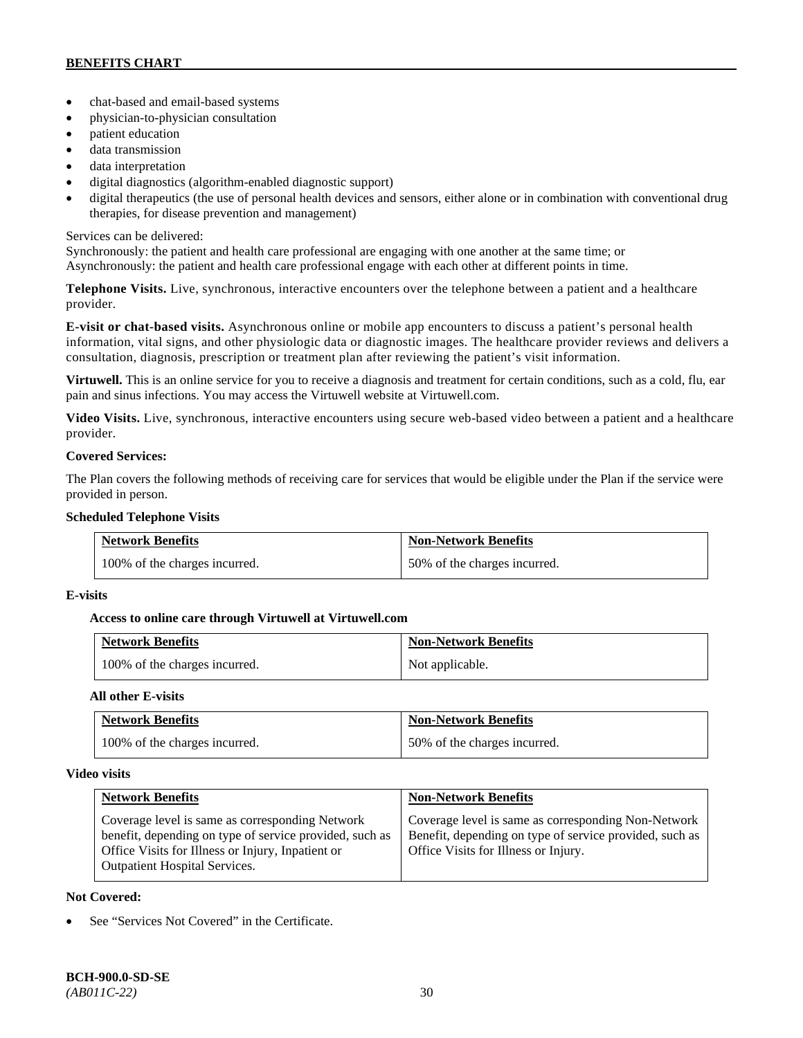- chat-based and email-based systems
- physician-to-physician consultation
- patient education
- data transmission
- data interpretation
- digital diagnostics (algorithm-enabled diagnostic support)
- digital therapeutics (the use of personal health devices and sensors, either alone or in combination with conventional drug therapies, for disease prevention and management)

Services can be delivered:
Synchronously: the patient and health care professional are engaging with one another at the same time; or
Asynchronously: the patient and health care professional engage with each other at different points in time.

**Telephone Visits.** Live, synchronous, interactive encounters over the telephone between a patient and a healthcare provider.

**E-visit or chat-based visits.** Asynchronous online or mobile app encounters to discuss a patient's personal health information, vital signs, and other physiologic data or diagnostic images. The healthcare provider reviews and delivers a consultation, diagnosis, prescription or treatment plan after reviewing the patient's visit information.

**Virtuwell.** This is an online service for you to receive a diagnosis and treatment for certain conditions, such as a cold, flu, ear pain and sinus infections. You may access the Virtuwell website at Virtuwell.com.

**Video Visits.** Live, synchronous, interactive encounters using secure web-based video between a patient and a healthcare provider.

**Covered Services:**

The Plan covers the following methods of receiving care for services that would be eligible under the Plan if the service were provided in person.

**Scheduled Telephone Visits**

| Network Benefits | Non-Network Benefits |
|---|---|
| 100% of the charges incurred. | 50% of the charges incurred. |

**E-visits**

**Access to online care through Virtuwell at Virtuwell.com**

| Network Benefits | Non-Network Benefits |
|---|---|
| 100% of the charges incurred. | Not applicable. |

**All other E-visits**

| Network Benefits | Non-Network Benefits |
|---|---|
| 100% of the charges incurred. | 50% of the charges incurred. |

**Video visits**

| Network Benefits | Non-Network Benefits |
|---|---|
| Coverage level is same as corresponding Network benefit, depending on type of service provided, such as Office Visits for Illness or Injury, Inpatient or Outpatient Hospital Services. | Coverage level is same as corresponding Non-Network Benefit, depending on type of service provided, such as Office Visits for Illness or Injury. |

**Not Covered:**

- See "Services Not Covered" in the Certificate.

**BCH-900.0-SD-SE**
*(AB011C-22)*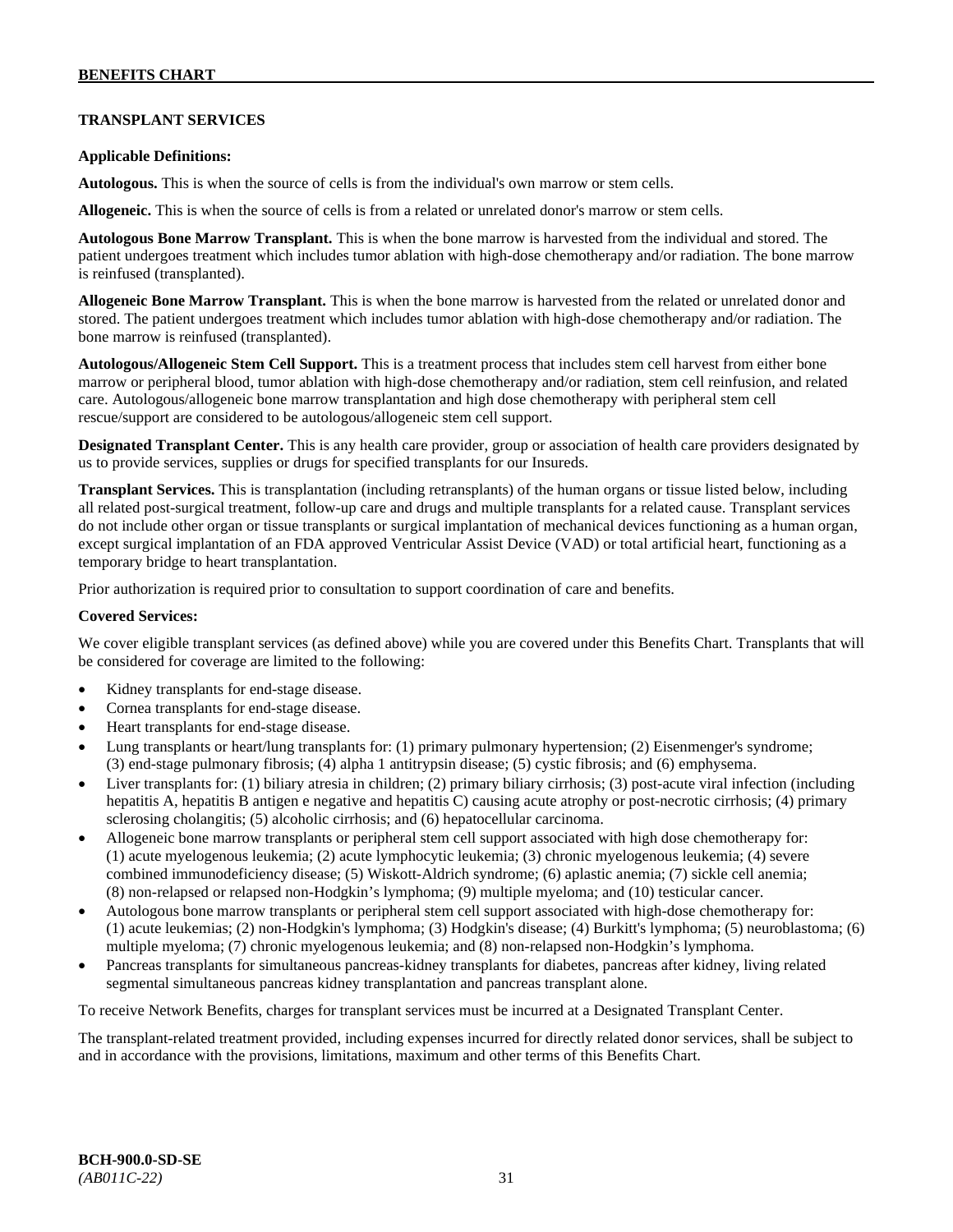## TRANSPLANT SERVICES

**Applicable Definitions:**

**Autologous.** This is when the source of cells is from the individual's own marrow or stem cells.

**Allogeneic.** This is when the source of cells is from a related or unrelated donor's marrow or stem cells.

**Autologous Bone Marrow Transplant.** This is when the bone marrow is harvested from the individual and stored. The patient undergoes treatment which includes tumor ablation with high-dose chemotherapy and/or radiation. The bone marrow is reinfused (transplanted).

**Allogeneic Bone Marrow Transplant.** This is when the bone marrow is harvested from the related or unrelated donor and stored. The patient undergoes treatment which includes tumor ablation with high-dose chemotherapy and/or radiation. The bone marrow is reinfused (transplanted).

**Autologous/Allogeneic Stem Cell Support.** This is a treatment process that includes stem cell harvest from either bone marrow or peripheral blood, tumor ablation with high-dose chemotherapy and/or radiation, stem cell reinfusion, and related care. Autologous/allogeneic bone marrow transplantation and high dose chemotherapy with peripheral stem cell rescue/support are considered to be autologous/allogeneic stem cell support.

**Designated Transplant Center.** This is any health care provider, group or association of health care providers designated by us to provide services, supplies or drugs for specified transplants for our Insureds.

**Transplant Services.** This is transplantation (including retransplants) of the human organs or tissue listed below, including all related post-surgical treatment, follow-up care and drugs and multiple transplants for a related cause. Transplant services do not include other organ or tissue transplants or surgical implantation of mechanical devices functioning as a human organ, except surgical implantation of an FDA approved Ventricular Assist Device (VAD) or total artificial heart, functioning as a temporary bridge to heart transplantation.

Prior authorization is required prior to consultation to support coordination of care and benefits.

**Covered Services:**

We cover eligible transplant services (as defined above) while you are covered under this Benefits Chart. Transplants that will be considered for coverage are limited to the following:

- Kidney transplants for end-stage disease.
- Cornea transplants for end-stage disease.
- Heart transplants for end-stage disease.
- Lung transplants or heart/lung transplants for: (1) primary pulmonary hypertension; (2) Eisenmenger's syndrome; (3) end-stage pulmonary fibrosis; (4) alpha 1 antitrypsin disease; (5) cystic fibrosis; and (6) emphysema.
- Liver transplants for: (1) biliary atresia in children; (2) primary biliary cirrhosis; (3) post-acute viral infection (including hepatitis A, hepatitis B antigen e negative and hepatitis C) causing acute atrophy or post-necrotic cirrhosis; (4) primary sclerosing cholangitis; (5) alcoholic cirrhosis; and (6) hepatocellular carcinoma.
- Allogeneic bone marrow transplants or peripheral stem cell support associated with high dose chemotherapy for: (1) acute myelogenous leukemia; (2) acute lymphocytic leukemia; (3) chronic myelogenous leukemia; (4) severe combined immunodeficiency disease; (5) Wiskott-Aldrich syndrome; (6) aplastic anemia; (7) sickle cell anemia; (8) non-relapsed or relapsed non-Hodgkin's lymphoma; (9) multiple myeloma; and (10) testicular cancer.
- Autologous bone marrow transplants or peripheral stem cell support associated with high-dose chemotherapy for: (1) acute leukemias; (2) non-Hodgkin's lymphoma; (3) Hodgkin's disease; (4) Burkitt's lymphoma; (5) neuroblastoma; (6) multiple myeloma; (7) chronic myelogenous leukemia; and (8) non-relapsed non-Hodgkin's lymphoma.
- Pancreas transplants for simultaneous pancreas-kidney transplants for diabetes, pancreas after kidney, living related segmental simultaneous pancreas kidney transplantation and pancreas transplant alone.

To receive Network Benefits, charges for transplant services must be incurred at a Designated Transplant Center.

The transplant-related treatment provided, including expenses incurred for directly related donor services, shall be subject to and in accordance with the provisions, limitations, maximum and other terms of this Benefits Chart.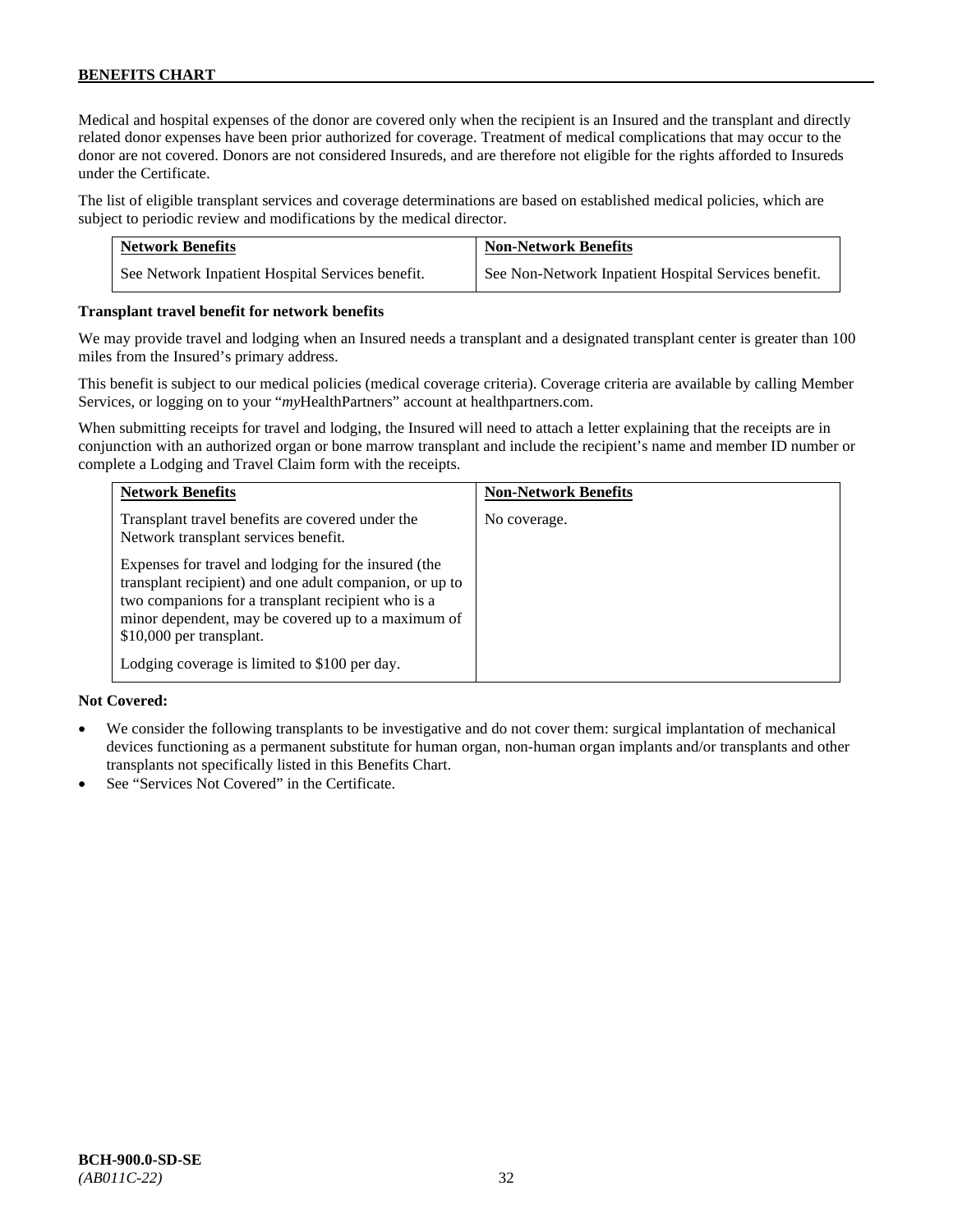Medical and hospital expenses of the donor are covered only when the recipient is an Insured and the transplant and directly related donor expenses have been prior authorized for coverage. Treatment of medical complications that may occur to the donor are not covered. Donors are not considered Insureds, and are therefore not eligible for the rights afforded to Insureds under the Certificate.

The list of eligible transplant services and coverage determinations are based on established medical policies, which are subject to periodic review and modifications by the medical director.

| Network Benefits | Non-Network Benefits |
|---|---|
| See Network Inpatient Hospital Services benefit. | See Non-Network Inpatient Hospital Services benefit. |

**Transplant travel benefit for network benefits**

We may provide travel and lodging when an Insured needs a transplant and a designated transplant center is greater than 100 miles from the Insured's primary address.

This benefit is subject to our medical policies (medical coverage criteria). Coverage criteria are available by calling Member Services, or logging on to your "*my*HealthPartners" account at healthpartners.com.

When submitting receipts for travel and lodging, the Insured will need to attach a letter explaining that the receipts are in conjunction with an authorized organ or bone marrow transplant and include the recipient's name and member ID number or complete a Lodging and Travel Claim form with the receipts.

| Network Benefits | Non-Network Benefits |
|---|---|
| Transplant travel benefits are covered under the Network transplant services benefit.<br><br>Expenses for travel and lodging for the insured (the transplant recipient) and one adult companion, or up to two companions for a transplant recipient who is a minor dependent, may be covered up to a maximum of $10,000 per transplant.<br><br>Lodging coverage is limited to $100 per day. | No coverage. |

**Not Covered:**

- We consider the following transplants to be investigative and do not cover them: surgical implantation of mechanical devices functioning as a permanent substitute for human organ, non-human organ implants and/or transplants and other transplants not specifically listed in this Benefits Chart.
- See "Services Not Covered" in the Certificate.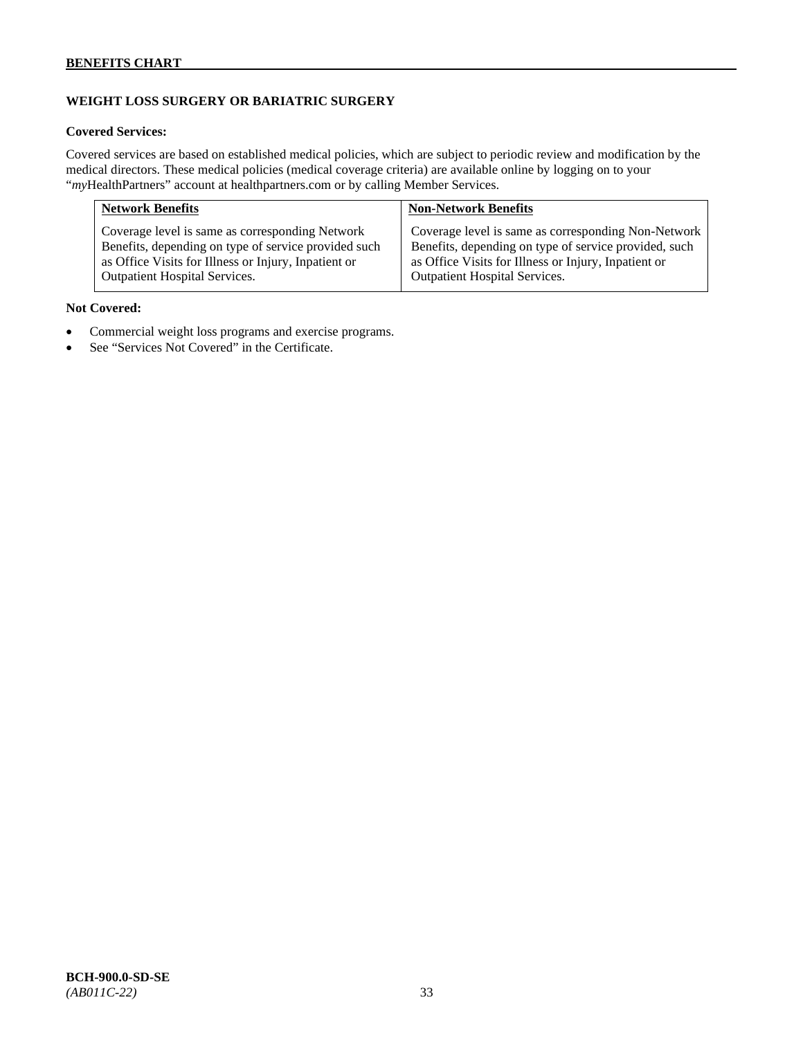## WEIGHT LOSS SURGERY OR BARIATRIC SURGERY

**Covered Services:**

Covered services are based on established medical policies, which are subject to periodic review and modification by the medical directors. These medical policies (medical coverage criteria) are available online by logging on to your "*my*HealthPartners" account at healthpartners.com or by calling Member Services.

| Network Benefits | Non-Network Benefits |
|---|---|
| Coverage level is same as corresponding Network Benefits, depending on type of service provided such as Office Visits for Illness or Injury, Inpatient or Outpatient Hospital Services. | Coverage level is same as corresponding Non-Network Benefits, depending on type of service provided, such as Office Visits for Illness or Injury, Inpatient or Outpatient Hospital Services. |

**Not Covered:**

- Commercial weight loss programs and exercise programs.
- See "Services Not Covered" in the Certificate.

**BCH-900.0-SD-SE**
*(AB011C-22)*